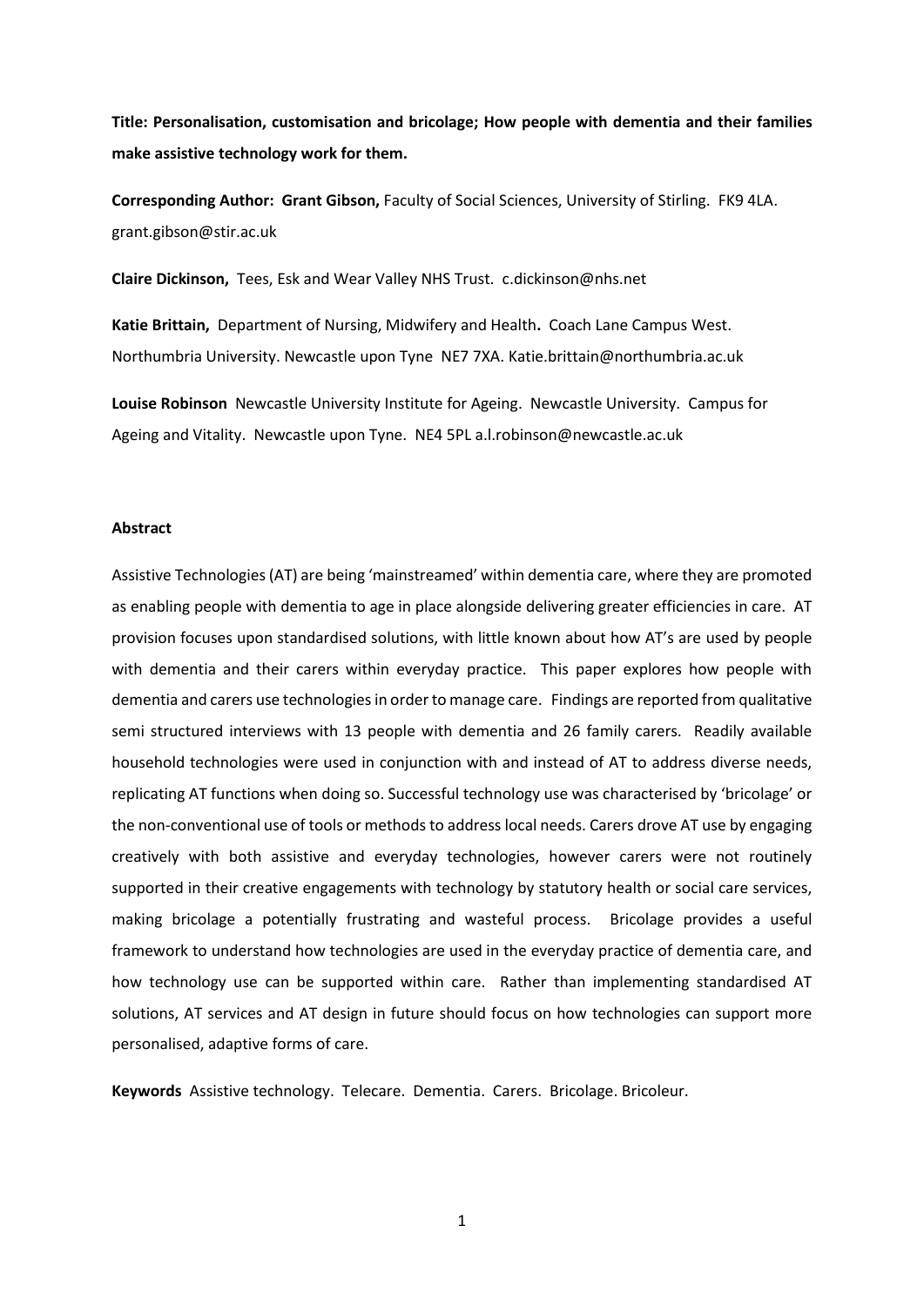**Title: Personalisation, customisation and bricolage; How people with dementia and their families make assistive technology work for them.**

**Corresponding Author: Grant Gibson,** Faculty of Social Sciences, University of Stirling. FK9 4LA. grant.gibson@stir.ac.uk

**Claire Dickinson,** Tees, Esk and Wear Valley NHS Trust. c.dickinson@nhs.net

**Katie Brittain,** Department of Nursing, Midwifery and Health**.** Coach Lane Campus West. Northumbria University. Newcastle upon Tyne NE7 7XA. Katie.brittain@northumbria.ac.uk

**Louise Robinson** Newcastle University Institute for Ageing. Newcastle University. Campus for Ageing and Vitality. Newcastle upon Tyne. NE4 5PL a.l.robinson@newcastle.ac.uk

**Abstract**

Assistive Technologies (AT) are being 'mainstreamed' within dementia care, where they are promoted as enabling people with dementia to age in place alongside delivering greater efficiencies in care. AT provision focuses upon standardised solutions, with little known about how AT's are used by people with dementia and their carers within everyday practice. This paper explores how people with dementia and carers use technologies in order to manage care. Findings are reported from qualitative semi structured interviews with 13 people with dementia and 26 family carers. Readily available household technologies were used in conjunction with and instead of AT to address diverse needs, replicating AT functions when doing so. Successful technology use was characterised by 'bricolage' or the non-conventional use of tools or methods to address local needs. Carers drove AT use by engaging creatively with both assistive and everyday technologies, however carers were not routinely supported in their creative engagements with technology by statutory health or social care services, making bricolage a potentially frustrating and wasteful process. Bricolage provides a useful framework to understand how technologies are used in the everyday practice of dementia care, and how technology use can be supported within care. Rather than implementing standardised AT solutions, AT services and AT design in future should focus on how technologies can support more personalised, adaptive forms of care.

**Keywords** Assistive technology. Telecare. Dementia. Carers. Bricolage. Bricoleur.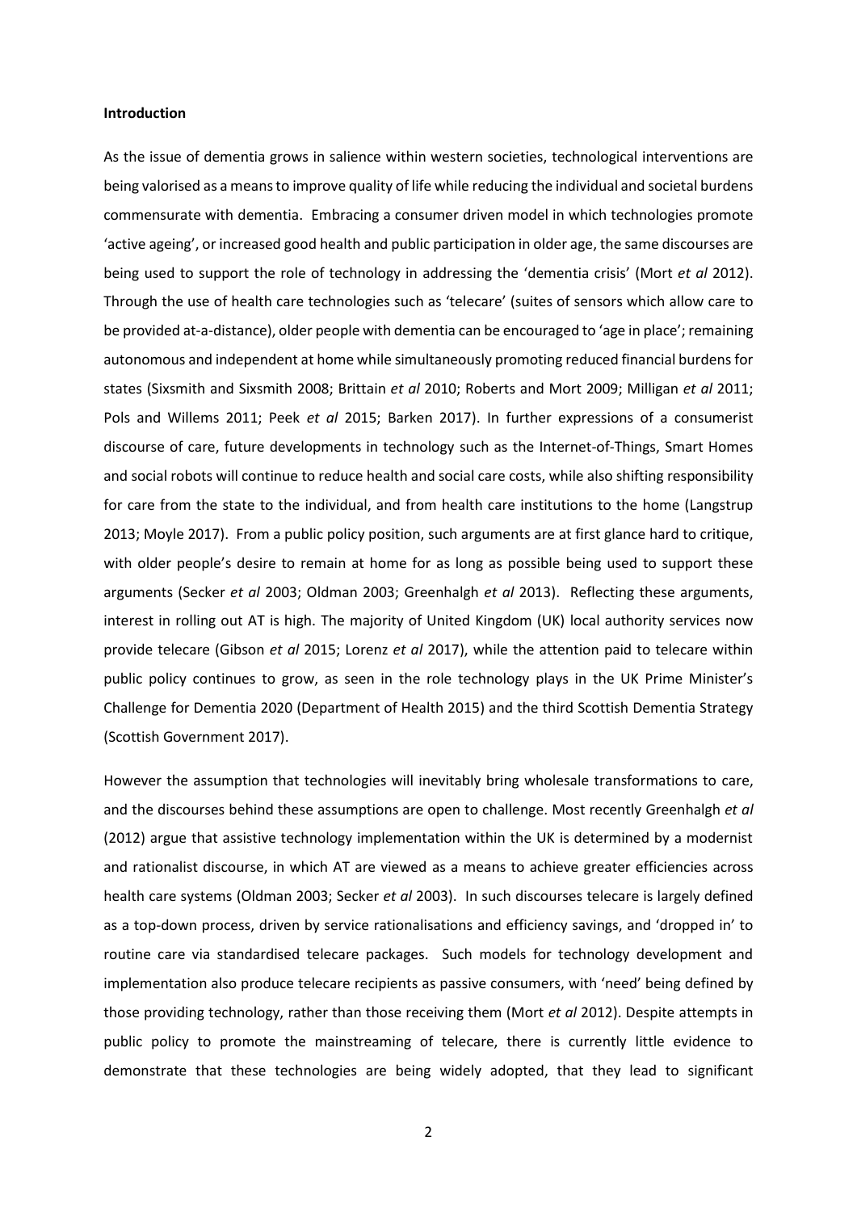**Introduction**

As the issue of dementia grows in salience within western societies, technological interventions are being valorised as a means to improve quality of life while reducing the individual and societal burdens commensurate with dementia. Embracing a consumer driven model in which technologies promote 'active ageing', or increased good health and public participation in older age, the same discourses are being used to support the role of technology in addressing the 'dementia crisis' (Mort *et al* 2012). Through the use of health care technologies such as 'telecare' (suites of sensors which allow care to be provided at-a-distance), older people with dementia can be encouraged to 'age in place'; remaining autonomous and independent at home while simultaneously promoting reduced financial burdens for states (Sixsmith and Sixsmith 2008; Brittain *et al* 2010; Roberts and Mort 2009; Milligan *et al* 2011; Pols and Willems 2011; Peek *et al* 2015; Barken 2017). In further expressions of a consumerist discourse of care, future developments in technology such as the Internet-of-Things, Smart Homes and social robots will continue to reduce health and social care costs, while also shifting responsibility for care from the state to the individual, and from health care institutions to the home (Langstrup 2013; Moyle 2017). From a public policy position, such arguments are at first glance hard to critique, with older people's desire to remain at home for as long as possible being used to support these arguments (Secker *et al* 2003; Oldman 2003; Greenhalgh *et al* 2013). Reflecting these arguments, interest in rolling out AT is high. The majority of United Kingdom (UK) local authority services now provide telecare (Gibson *et al* 2015; Lorenz *et al* 2017), while the attention paid to telecare within public policy continues to grow, as seen in the role technology plays in the UK Prime Minister's Challenge for Dementia 2020 (Department of Health 2015) and the third Scottish Dementia Strategy (Scottish Government 2017).

However the assumption that technologies will inevitably bring wholesale transformations to care, and the discourses behind these assumptions are open to challenge. Most recently Greenhalgh *et al* (2012) argue that assistive technology implementation within the UK is determined by a modernist and rationalist discourse, in which AT are viewed as a means to achieve greater efficiencies across health care systems (Oldman 2003; Secker *et al* 2003). In such discourses telecare is largely defined as a top-down process, driven by service rationalisations and efficiency savings, and 'dropped in' to routine care via standardised telecare packages. Such models for technology development and implementation also produce telecare recipients as passive consumers, with 'need' being defined by those providing technology, rather than those receiving them (Mort *et al* 2012). Despite attempts in public policy to promote the mainstreaming of telecare, there is currently little evidence to demonstrate that these technologies are being widely adopted, that they lead to significant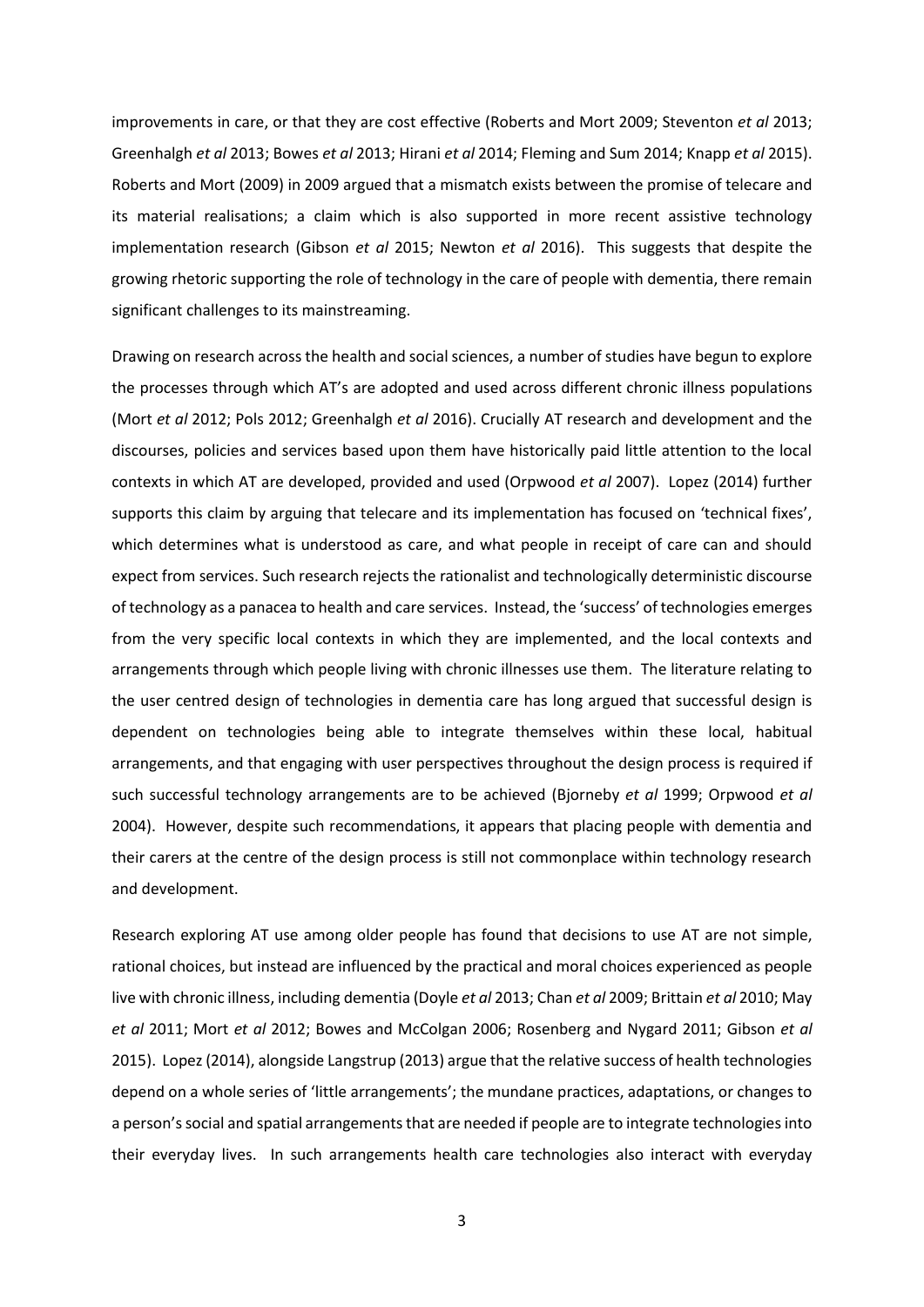improvements in care, or that they are cost effective (Roberts and Mort 2009; Steventon *et al* 2013; Greenhalgh *et al* 2013; Bowes *et al* 2013; Hirani *et al* 2014; Fleming and Sum 2014; Knapp *et al* 2015). Roberts and Mort (2009) in 2009 argued that a mismatch exists between the promise of telecare and its material realisations; a claim which is also supported in more recent assistive technology implementation research (Gibson *et al* 2015; Newton *et al* 2016). This suggests that despite the growing rhetoric supporting the role of technology in the care of people with dementia, there remain significant challenges to its mainstreaming.

Drawing on research across the health and social sciences, a number of studies have begun to explore the processes through which AT's are adopted and used across different chronic illness populations (Mort *et al* 2012; Pols 2012; Greenhalgh *et al* 2016). Crucially AT research and development and the discourses, policies and services based upon them have historically paid little attention to the local contexts in which AT are developed, provided and used (Orpwood *et al* 2007). Lopez (2014) further supports this claim by arguing that telecare and its implementation has focused on 'technical fixes', which determines what is understood as care, and what people in receipt of care can and should expect from services. Such research rejects the rationalist and technologically deterministic discourse of technology as a panacea to health and care services. Instead, the 'success' of technologies emerges from the very specific local contexts in which they are implemented, and the local contexts and arrangements through which people living with chronic illnesses use them. The literature relating to the user centred design of technologies in dementia care has long argued that successful design is dependent on technologies being able to integrate themselves within these local, habitual arrangements, and that engaging with user perspectives throughout the design process is required if such successful technology arrangements are to be achieved (Bjorneby *et al* 1999; Orpwood *et al* 2004). However, despite such recommendations, it appears that placing people with dementia and their carers at the centre of the design process is still not commonplace within technology research and development.

Research exploring AT use among older people has found that decisions to use AT are not simple, rational choices, but instead are influenced by the practical and moral choices experienced as people live with chronic illness, including dementia (Doyle *et al* 2013; Chan *et al* 2009; Brittain *et al* 2010; May *et al* 2011; Mort *et al* 2012; Bowes and McColgan 2006; Rosenberg and Nygard 2011; Gibson *et al* 2015). Lopez (2014), alongside Langstrup (2013) argue that the relative success of health technologies depend on a whole series of 'little arrangements'; the mundane practices, adaptations, or changes to a person's social and spatial arrangements that are needed if people are to integrate technologies into their everyday lives. In such arrangements health care technologies also interact with everyday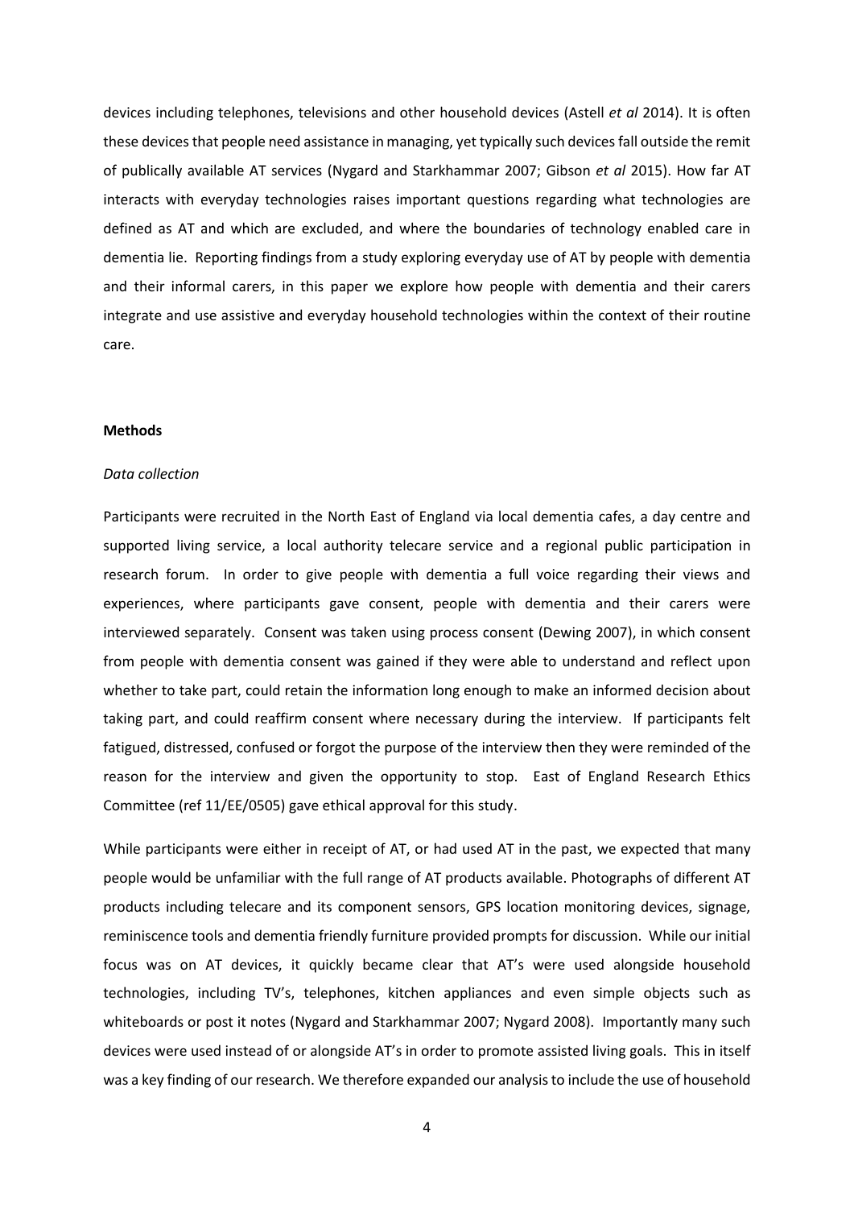devices including telephones, televisions and other household devices (Astell *et al* 2014). It is often these devices that people need assistance in managing, yet typically such devices fall outside the remit of publically available AT services (Nygard and Starkhammar 2007; Gibson *et al* 2015). How far AT interacts with everyday technologies raises important questions regarding what technologies are defined as AT and which are excluded, and where the boundaries of technology enabled care in dementia lie. Reporting findings from a study exploring everyday use of AT by people with dementia and their informal carers, in this paper we explore how people with dementia and their carers integrate and use assistive and everyday household technologies within the context of their routine care.

## Methods

### *Data collection*

Participants were recruited in the North East of England via local dementia cafes, a day centre and supported living service, a local authority telecare service and a regional public participation in research forum. In order to give people with dementia a full voice regarding their views and experiences, where participants gave consent, people with dementia and their carers were interviewed separately. Consent was taken using process consent (Dewing 2007), in which consent from people with dementia consent was gained if they were able to understand and reflect upon whether to take part, could retain the information long enough to make an informed decision about taking part, and could reaffirm consent where necessary during the interview. If participants felt fatigued, distressed, confused or forgot the purpose of the interview then they were reminded of the reason for the interview and given the opportunity to stop. East of England Research Ethics Committee (ref 11/EE/0505) gave ethical approval for this study.

While participants were either in receipt of AT, or had used AT in the past, we expected that many people would be unfamiliar with the full range of AT products available. Photographs of different AT products including telecare and its component sensors, GPS location monitoring devices, signage, reminiscence tools and dementia friendly furniture provided prompts for discussion. While our initial focus was on AT devices, it quickly became clear that AT's were used alongside household technologies, including TV's, telephones, kitchen appliances and even simple objects such as whiteboards or post it notes (Nygard and Starkhammar 2007; Nygard 2008). Importantly many such devices were used instead of or alongside AT's in order to promote assisted living goals. This in itself was a key finding of our research. We therefore expanded our analysis to include the use of household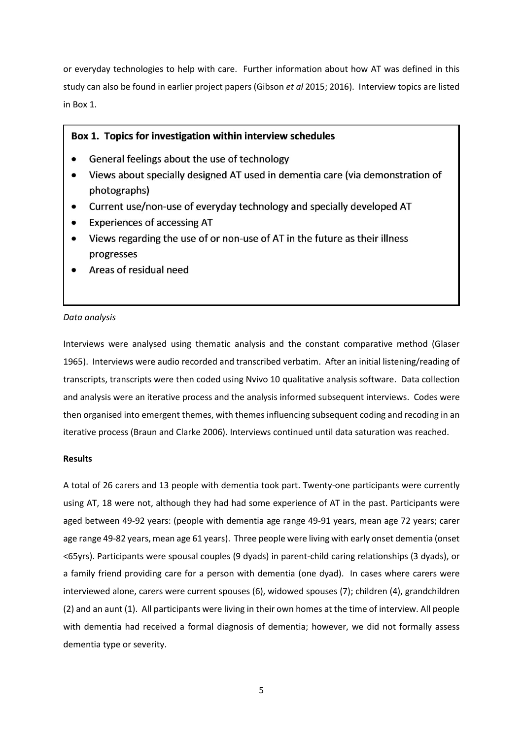or everyday technologies to help with care. Further information about how AT was defined in this study can also be found in earlier project papers (Gibson *et al* 2015; 2016). Interview topics are listed in Box 1.

**Box 1. Topics for investigation within interview schedules**

- General feelings about the use of technology
- Views about specially designed AT used in dementia care (via demonstration of photographs)
- Current use/non-use of everyday technology and specially developed AT
- Experiences of accessing AT
- Views regarding the use of or non-use of AT in the future as their illness progresses
- Areas of residual need

*Data analysis*

Interviews were analysed using thematic analysis and the constant comparative method (Glaser 1965). Interviews were audio recorded and transcribed verbatim. After an initial listening/reading of transcripts, transcripts were then coded using Nvivo 10 qualitative analysis software. Data collection and analysis were an iterative process and the analysis informed subsequent interviews. Codes were then organised into emergent themes, with themes influencing subsequent coding and recoding in an iterative process (Braun and Clarke 2006). Interviews continued until data saturation was reached.

**Results**

A total of 26 carers and 13 people with dementia took part. Twenty-one participants were currently using AT, 18 were not, although they had had some experience of AT in the past. Participants were aged between 49-92 years: (people with dementia age range 49-91 years, mean age 72 years; carer age range 49-82 years, mean age 61 years). Three people were living with early onset dementia (onset <65yrs). Participants were spousal couples (9 dyads) in parent-child caring relationships (3 dyads), or a family friend providing care for a person with dementia (one dyad). In cases where carers were interviewed alone, carers were current spouses (6), widowed spouses (7); children (4), grandchildren (2) and an aunt (1). All participants were living in their own homes at the time of interview. All people with dementia had received a formal diagnosis of dementia; however, we did not formally assess dementia type or severity.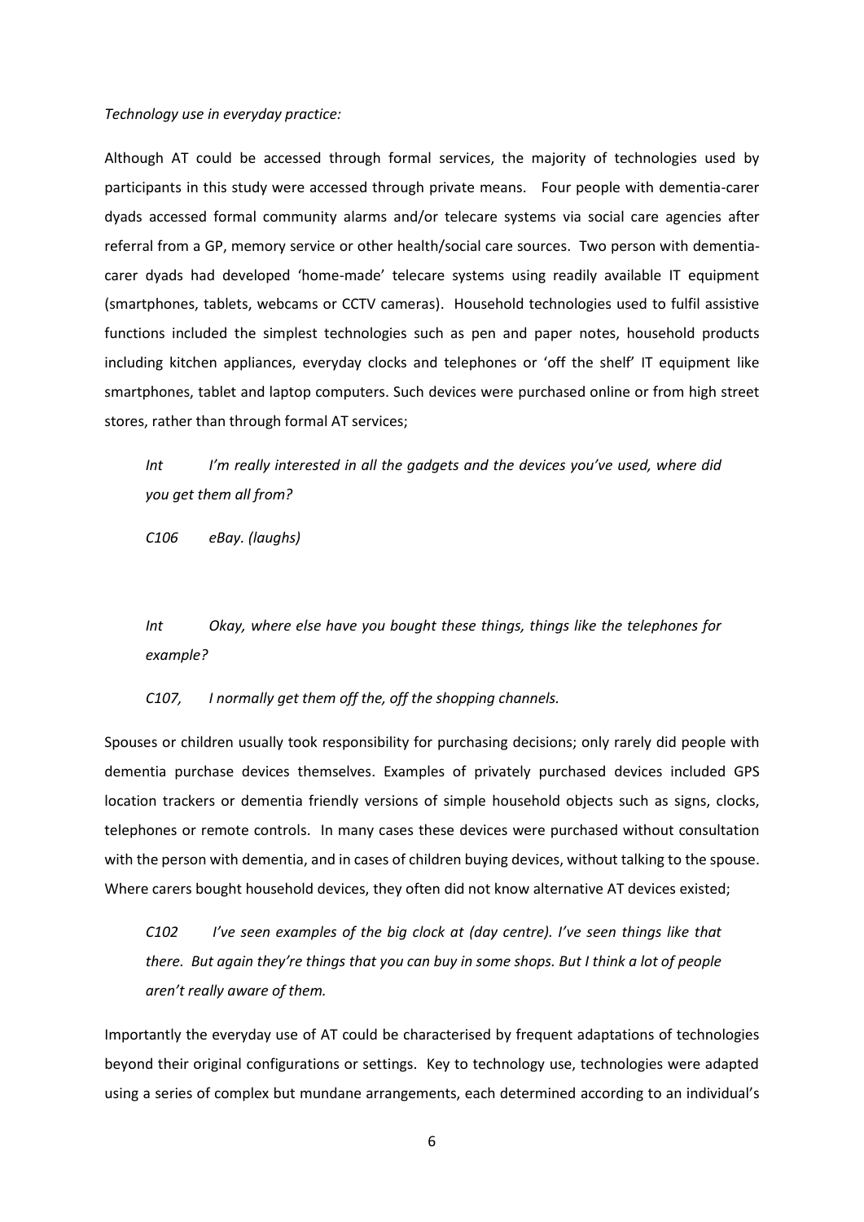*Technology use in everyday practice:*

Although AT could be accessed through formal services, the majority of technologies used by participants in this study were accessed through private means. Four people with dementia-carer dyads accessed formal community alarms and/or telecare systems via social care agencies after referral from a GP, memory service or other health/social care sources. Two person with dementia-carer dyads had developed 'home-made' telecare systems using readily available IT equipment (smartphones, tablets, webcams or CCTV cameras). Household technologies used to fulfil assistive functions included the simplest technologies such as pen and paper notes, household products including kitchen appliances, everyday clocks and telephones or 'off the shelf' IT equipment like smartphones, tablet and laptop computers. Such devices were purchased online or from high street stores, rather than through formal AT services;

> *Int I'm really interested in all the gadgets and the devices you've used, where did you get them all from?*
>
> *C106 eBay. (laughs)*
>
> *Int Okay, where else have you bought these things, things like the telephones for example?*
>
> *C107, I normally get them off the, off the shopping channels.*

Spouses or children usually took responsibility for purchasing decisions; only rarely did people with dementia purchase devices themselves. Examples of privately purchased devices included GPS location trackers or dementia friendly versions of simple household objects such as signs, clocks, telephones or remote controls. In many cases these devices were purchased without consultation with the person with dementia, and in cases of children buying devices, without talking to the spouse. Where carers bought household devices, they often did not know alternative AT devices existed;

> *C102 I've seen examples of the big clock at (day centre). I've seen things like that there. But again they're things that you can buy in some shops. But I think a lot of people aren't really aware of them.*

Importantly the everyday use of AT could be characterised by frequent adaptations of technologies beyond their original configurations or settings. Key to technology use, technologies were adapted using a series of complex but mundane arrangements, each determined according to an individual's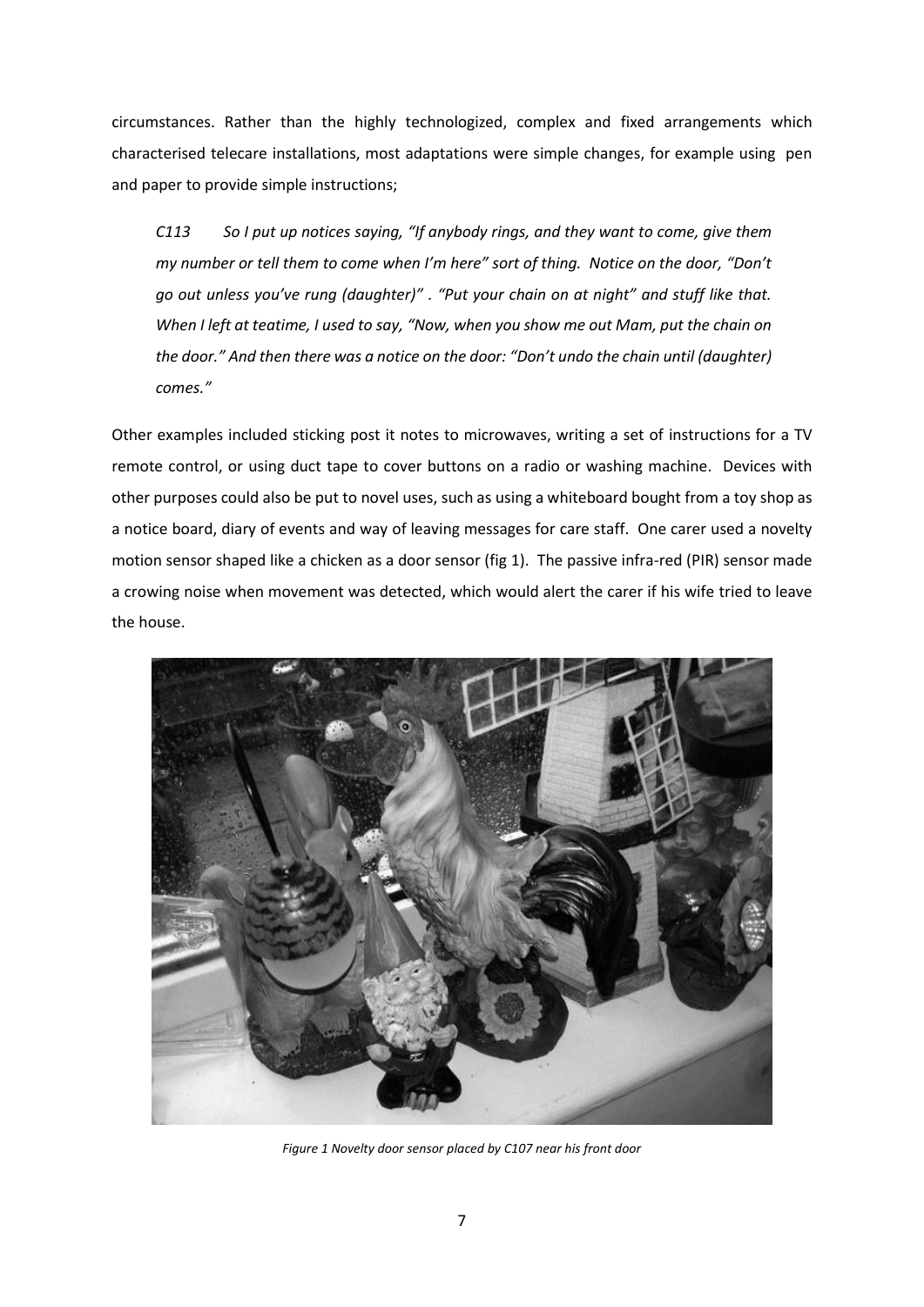circumstances. Rather than the highly technologized, complex and fixed arrangements which characterised telecare installations, most adaptations were simple changes, for example using pen and paper to provide simple instructions;

> *C113 So I put up notices saying, "If anybody rings, and they want to come, give them my number or tell them to come when I'm here" sort of thing. Notice on the door, "Don't go out unless you've rung (daughter)" . "Put your chain on at night" and stuff like that. When I left at teatime, I used to say, "Now, when you show me out Mam, put the chain on the door." And then there was a notice on the door: "Don't undo the chain until (daughter) comes."*

Other examples included sticking post it notes to microwaves, writing a set of instructions for a TV remote control, or using duct tape to cover buttons on a radio or washing machine. Devices with other purposes could also be put to novel uses, such as using a whiteboard bought from a toy shop as a notice board, diary of events and way of leaving messages for care staff. One carer used a novelty motion sensor shaped like a chicken as a door sensor (fig 1). The passive infra-red (PIR) sensor made a crowing noise when movement was detected, which would alert the carer if his wife tried to leave the house.

*Figure 1 Novelty door sensor placed by C107 near his front door*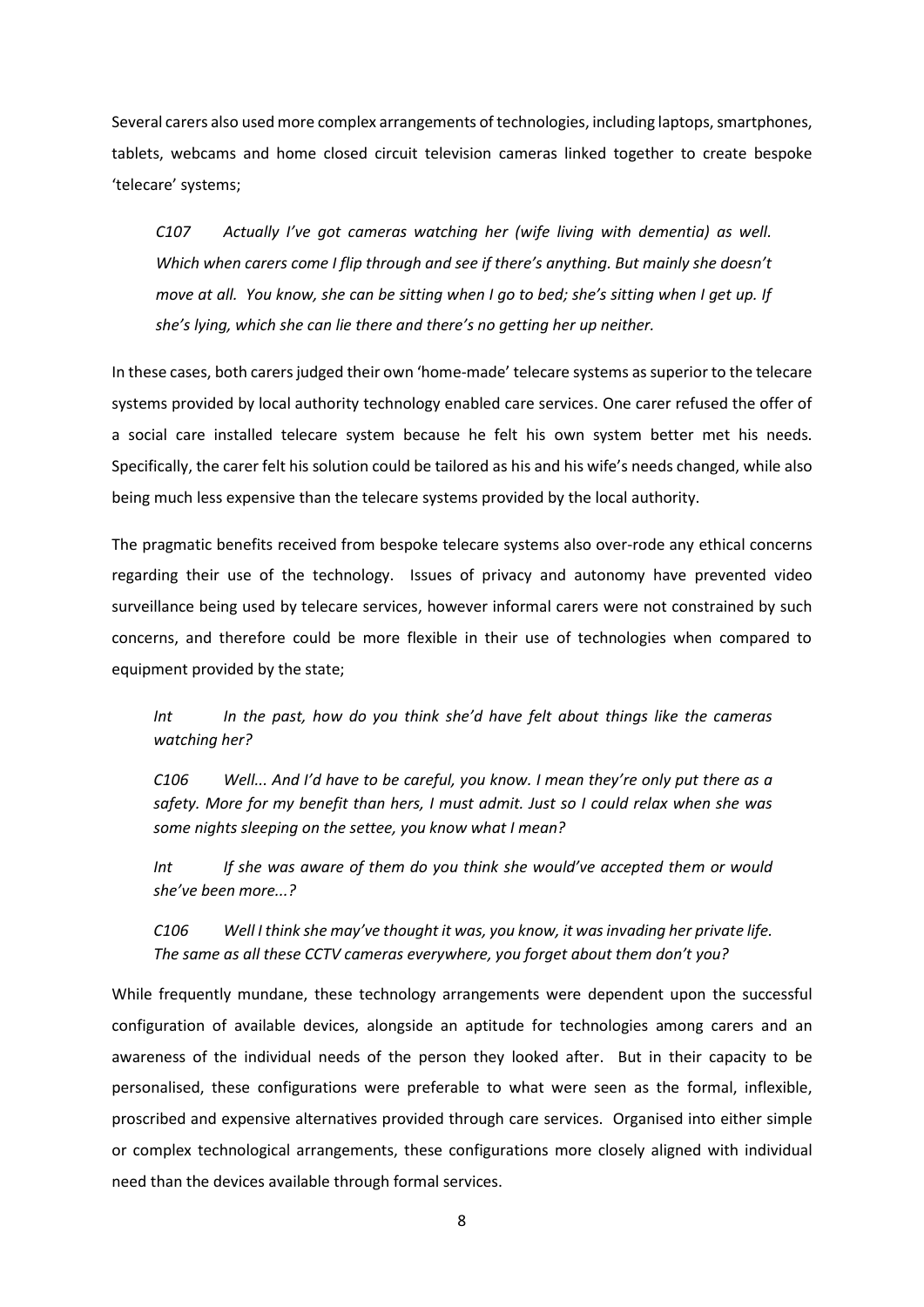Several carers also used more complex arrangements of technologies, including laptops, smartphones, tablets, webcams and home closed circuit television cameras linked together to create bespoke 'telecare' systems;

> *C107 Actually I've got cameras watching her (wife living with dementia) as well. Which when carers come I flip through and see if there's anything. But mainly she doesn't move at all. You know, she can be sitting when I go to bed; she's sitting when I get up. If she's lying, which she can lie there and there's no getting her up neither.*

In these cases, both carers judged their own 'home-made' telecare systems as superior to the telecare systems provided by local authority technology enabled care services. One carer refused the offer of a social care installed telecare system because he felt his own system better met his needs. Specifically, the carer felt his solution could be tailored as his and his wife's needs changed, while also being much less expensive than the telecare systems provided by the local authority.

The pragmatic benefits received from bespoke telecare systems also over-rode any ethical concerns regarding their use of the technology. Issues of privacy and autonomy have prevented video surveillance being used by telecare services, however informal carers were not constrained by such concerns, and therefore could be more flexible in their use of technologies when compared to equipment provided by the state;

> *Int In the past, how do you think she'd have felt about things like the cameras watching her?*
>
> *C106 Well... And I'd have to be careful, you know. I mean they're only put there as a safety. More for my benefit than hers, I must admit. Just so I could relax when she was some nights sleeping on the settee, you know what I mean?*
>
> *Int If she was aware of them do you think she would've accepted them or would she've been more...?*
>
> *C106 Well I think she may've thought it was, you know, it was invading her private life. The same as all these CCTV cameras everywhere, you forget about them don't you?*

While frequently mundane, these technology arrangements were dependent upon the successful configuration of available devices, alongside an aptitude for technologies among carers and an awareness of the individual needs of the person they looked after. But in their capacity to be personalised, these configurations were preferable to what were seen as the formal, inflexible, proscribed and expensive alternatives provided through care services. Organised into either simple or complex technological arrangements, these configurations more closely aligned with individual need than the devices available through formal services.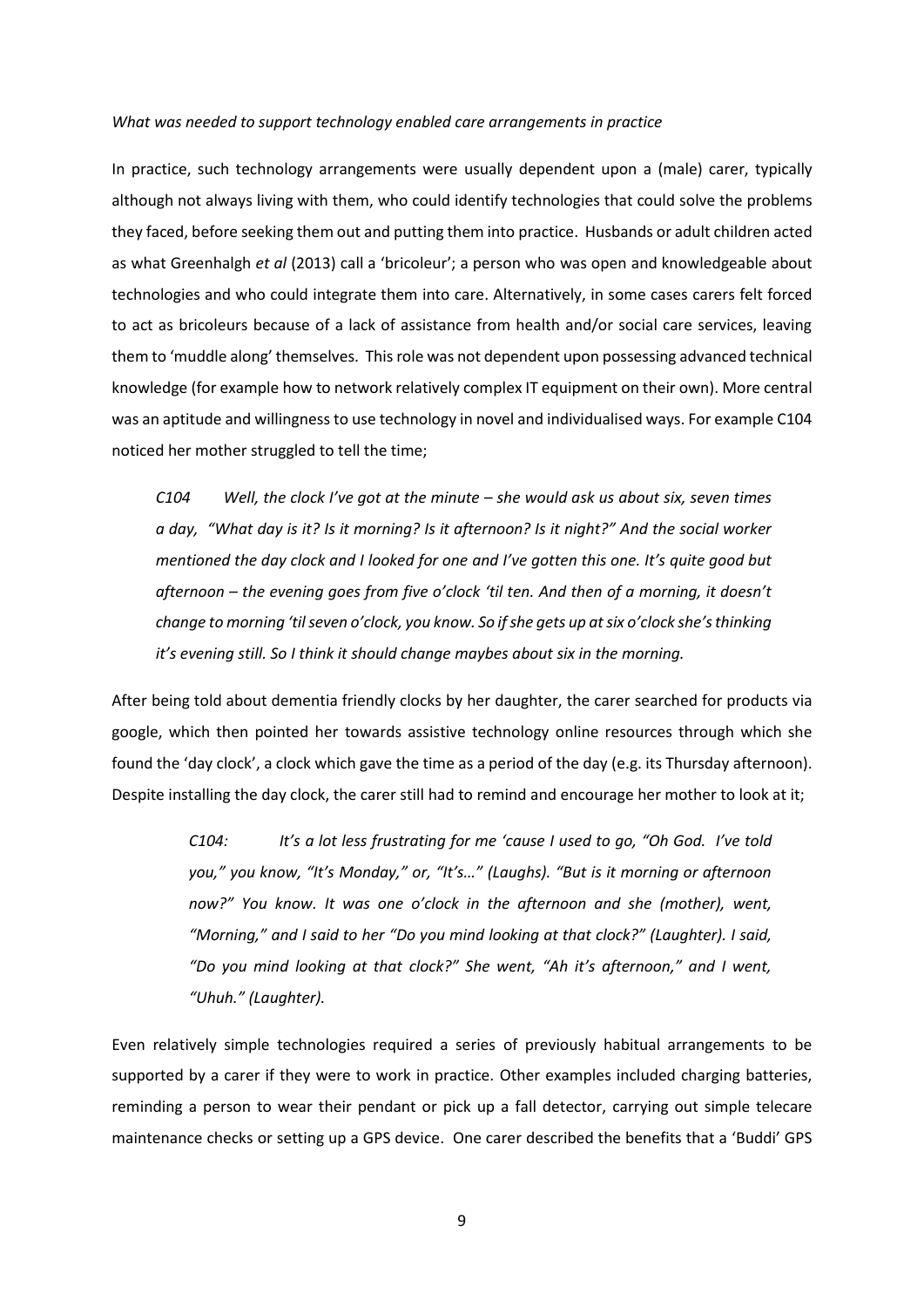*What was needed to support technology enabled care arrangements in practice*

In practice, such technology arrangements were usually dependent upon a (male) carer, typically although not always living with them, who could identify technologies that could solve the problems they faced, before seeking them out and putting them into practice. Husbands or adult children acted as what Greenhalgh *et al* (2013) call a 'bricoleur'; a person who was open and knowledgeable about technologies and who could integrate them into care. Alternatively, in some cases carers felt forced to act as bricoleurs because of a lack of assistance from health and/or social care services, leaving them to 'muddle along' themselves. This role was not dependent upon possessing advanced technical knowledge (for example how to network relatively complex IT equipment on their own). More central was an aptitude and willingness to use technology in novel and individualised ways. For example C104 noticed her mother struggled to tell the time;

> *C104 Well, the clock I've got at the minute – she would ask us about six, seven times a day, "What day is it? Is it morning? Is it afternoon? Is it night?" And the social worker mentioned the day clock and I looked for one and I've gotten this one. It's quite good but afternoon – the evening goes from five o'clock 'til ten. And then of a morning, it doesn't change to morning 'til seven o'clock, you know. So if she gets up at six o'clock she's thinking it's evening still. So I think it should change maybes about six in the morning.*

After being told about dementia friendly clocks by her daughter, the carer searched for products via google, which then pointed her towards assistive technology online resources through which she found the 'day clock', a clock which gave the time as a period of the day (e.g. its Thursday afternoon). Despite installing the day clock, the carer still had to remind and encourage her mother to look at it;

> *C104: It's a lot less frustrating for me 'cause I used to go, "Oh God. I've told you," you know, "It's Monday," or, "It's…" (Laughs). "But is it morning or afternoon now?" You know. It was one o'clock in the afternoon and she (mother), went, "Morning," and I said to her "Do you mind looking at that clock?" (Laughter). I said, "Do you mind looking at that clock?" She went, "Ah it's afternoon," and I went, "Uhuh." (Laughter).*

Even relatively simple technologies required a series of previously habitual arrangements to be supported by a carer if they were to work in practice. Other examples included charging batteries, reminding a person to wear their pendant or pick up a fall detector, carrying out simple telecare maintenance checks or setting up a GPS device. One carer described the benefits that a 'Buddi' GPS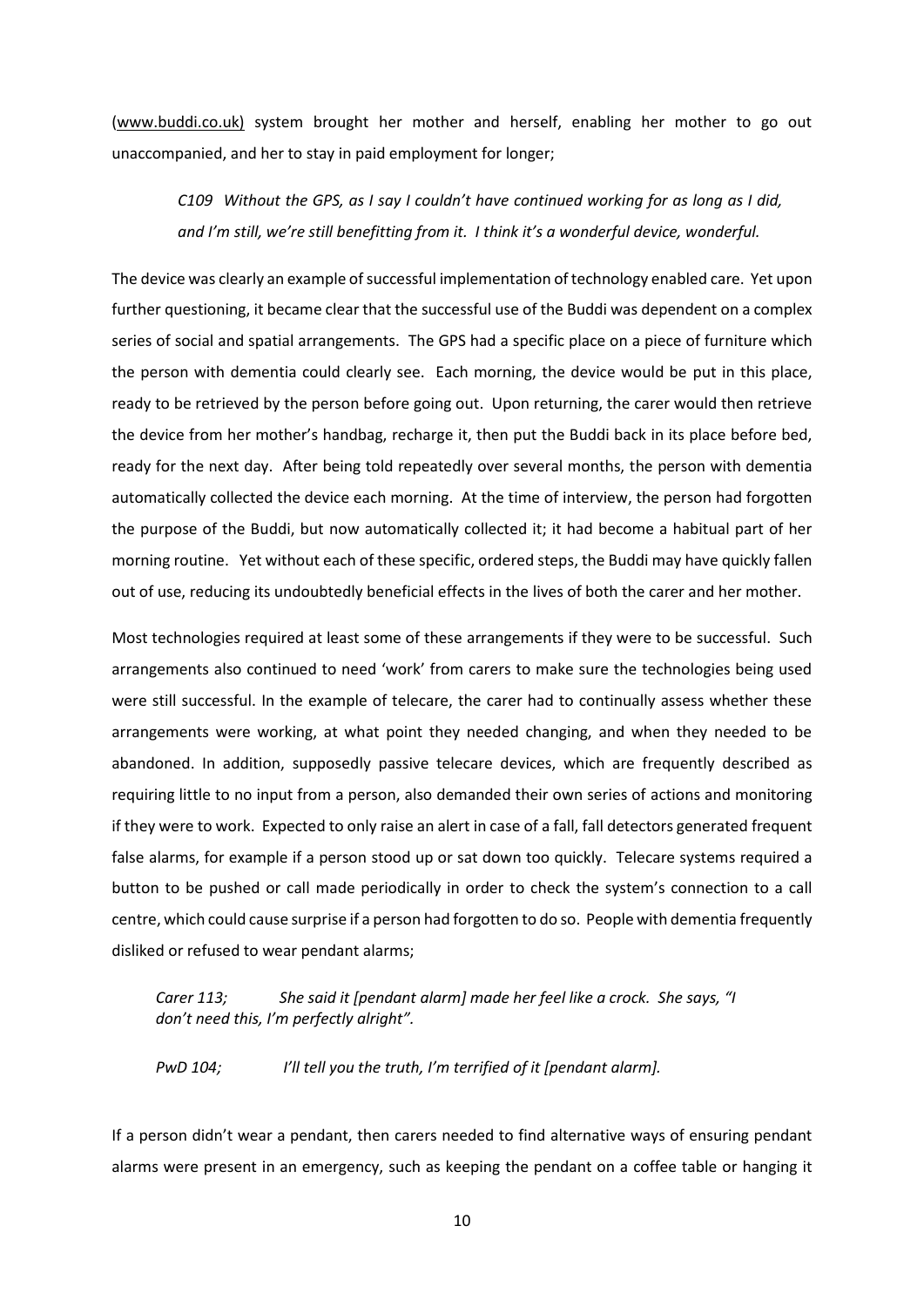(www.buddi.co.uk) system brought her mother and herself, enabling her mother to go out unaccompanied, and her to stay in paid employment for longer;

> *C109 Without the GPS, as I say I couldn't have continued working for as long as I did, and I'm still, we're still benefitting from it. I think it's a wonderful device, wonderful.*

The device was clearly an example of successful implementation of technology enabled care. Yet upon further questioning, it became clear that the successful use of the Buddi was dependent on a complex series of social and spatial arrangements. The GPS had a specific place on a piece of furniture which the person with dementia could clearly see. Each morning, the device would be put in this place, ready to be retrieved by the person before going out. Upon returning, the carer would then retrieve the device from her mother's handbag, recharge it, then put the Buddi back in its place before bed, ready for the next day. After being told repeatedly over several months, the person with dementia automatically collected the device each morning. At the time of interview, the person had forgotten the purpose of the Buddi, but now automatically collected it; it had become a habitual part of her morning routine. Yet without each of these specific, ordered steps, the Buddi may have quickly fallen out of use, reducing its undoubtedly beneficial effects in the lives of both the carer and her mother.

Most technologies required at least some of these arrangements if they were to be successful. Such arrangements also continued to need 'work' from carers to make sure the technologies being used were still successful. In the example of telecare, the carer had to continually assess whether these arrangements were working, at what point they needed changing, and when they needed to be abandoned. In addition, supposedly passive telecare devices, which are frequently described as requiring little to no input from a person, also demanded their own series of actions and monitoring if they were to work. Expected to only raise an alert in case of a fall, fall detectors generated frequent false alarms, for example if a person stood up or sat down too quickly. Telecare systems required a button to be pushed or call made periodically in order to check the system's connection to a call centre, which could cause surprise if a person had forgotten to do so. People with dementia frequently disliked or refused to wear pendant alarms;

> *Carer 113; She said it [pendant alarm] made her feel like a crock. She says, "I don't need this, I'm perfectly alright".*
>
> *PwD 104; I'll tell you the truth, I'm terrified of it [pendant alarm].*

If a person didn't wear a pendant, then carers needed to find alternative ways of ensuring pendant alarms were present in an emergency, such as keeping the pendant on a coffee table or hanging it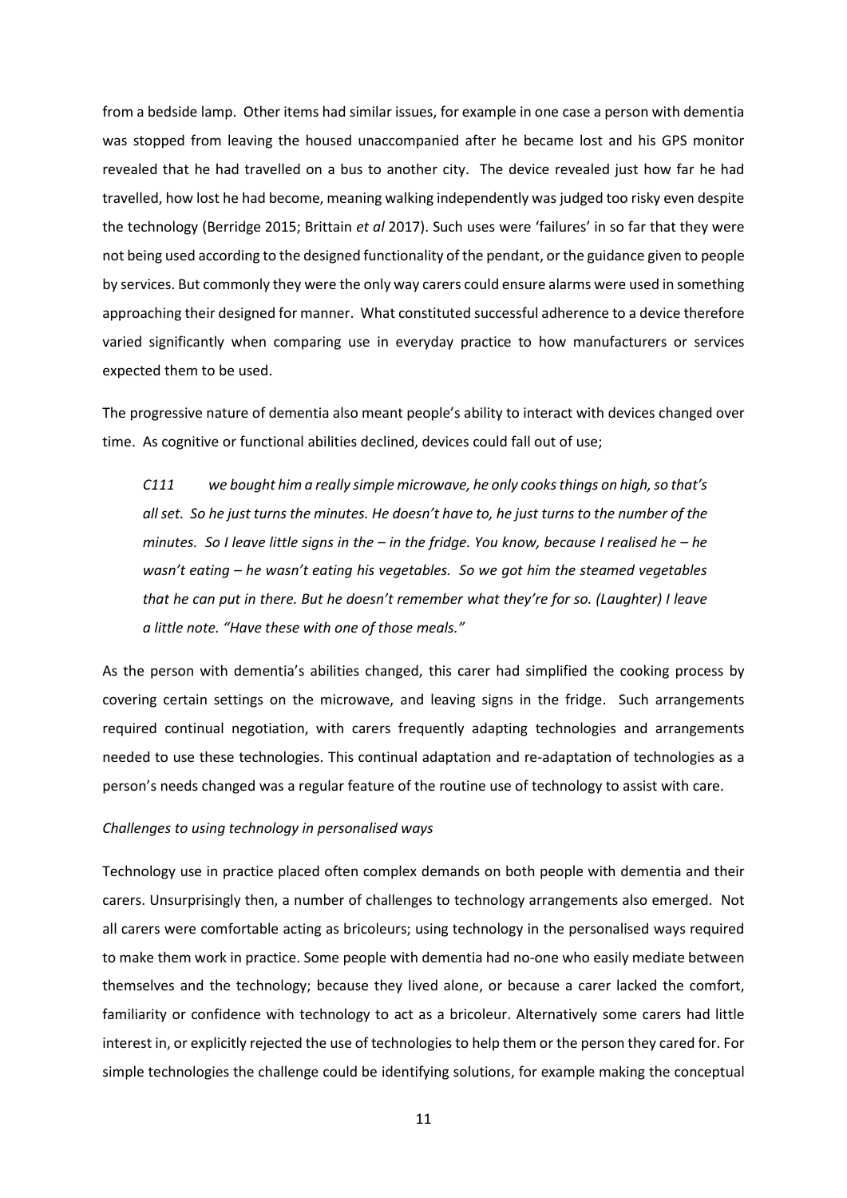from a bedside lamp. Other items had similar issues, for example in one case a person with dementia was stopped from leaving the housed unaccompanied after he became lost and his GPS monitor revealed that he had travelled on a bus to another city. The device revealed just how far he had travelled, how lost he had become, meaning walking independently was judged too risky even despite the technology (Berridge 2015; Brittain *et al* 2017). Such uses were 'failures' in so far that they were not being used according to the designed functionality of the pendant, or the guidance given to people by services. But commonly they were the only way carers could ensure alarms were used in something approaching their designed for manner. What constituted successful adherence to a device therefore varied significantly when comparing use in everyday practice to how manufacturers or services expected them to be used.

The progressive nature of dementia also meant people's ability to interact with devices changed over time. As cognitive or functional abilities declined, devices could fall out of use;

> *C111 we bought him a really simple microwave, he only cooks things on high, so that's all set. So he just turns the minutes. He doesn't have to, he just turns to the number of the minutes. So I leave little signs in the – in the fridge. You know, because I realised he – he wasn't eating – he wasn't eating his vegetables. So we got him the steamed vegetables that he can put in there. But he doesn't remember what they're for so. (Laughter) I leave a little note. "Have these with one of those meals."*

As the person with dementia's abilities changed, this carer had simplified the cooking process by covering certain settings on the microwave, and leaving signs in the fridge. Such arrangements required continual negotiation, with carers frequently adapting technologies and arrangements needed to use these technologies. This continual adaptation and re-adaptation of technologies as a person's needs changed was a regular feature of the routine use of technology to assist with care.

*Challenges to using technology in personalised ways*

Technology use in practice placed often complex demands on both people with dementia and their carers. Unsurprisingly then, a number of challenges to technology arrangements also emerged. Not all carers were comfortable acting as bricoleurs; using technology in the personalised ways required to make them work in practice. Some people with dementia had no-one who easily mediate between themselves and the technology; because they lived alone, or because a carer lacked the comfort, familiarity or confidence with technology to act as a bricoleur. Alternatively some carers had little interest in, or explicitly rejected the use of technologies to help them or the person they cared for. For simple technologies the challenge could be identifying solutions, for example making the conceptual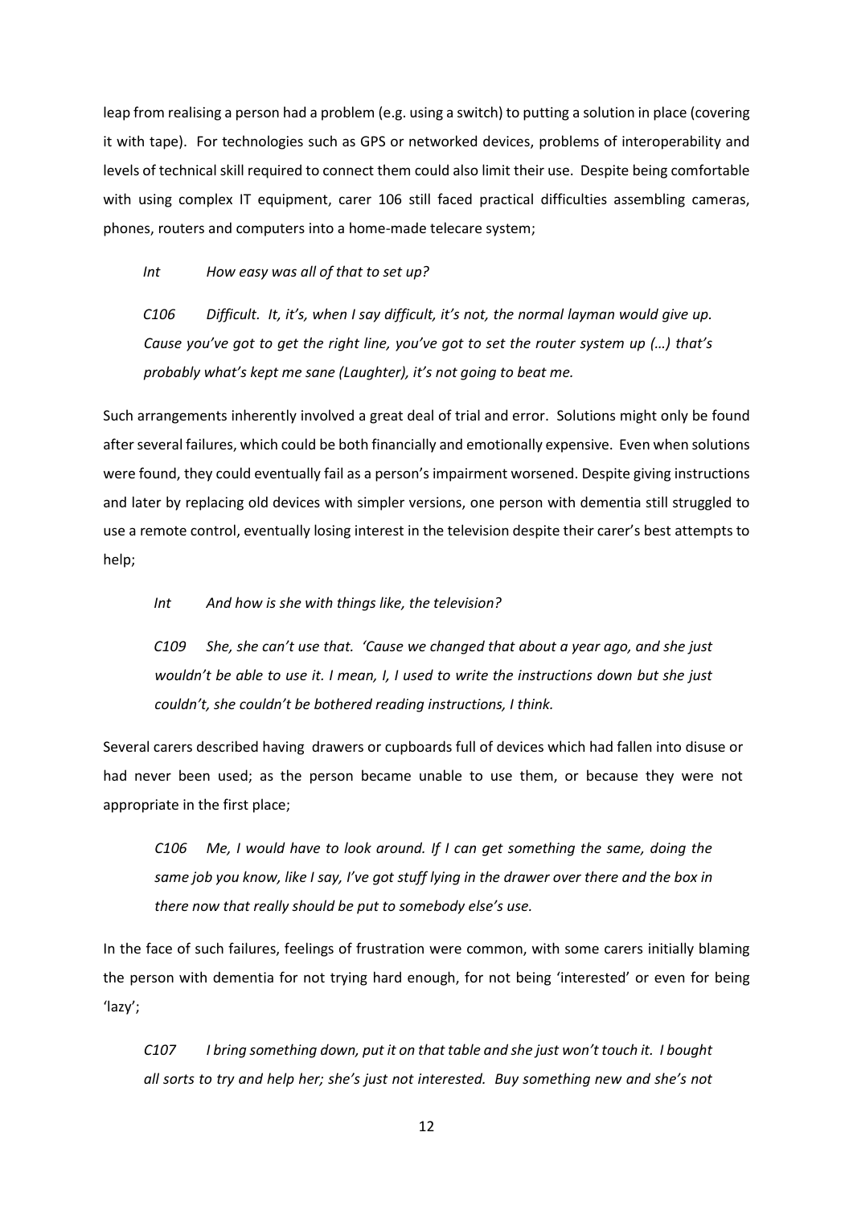leap from realising a person had a problem (e.g. using a switch) to putting a solution in place (covering it with tape). For technologies such as GPS or networked devices, problems of interoperability and levels of technical skill required to connect them could also limit their use. Despite being comfortable with using complex IT equipment, carer 106 still faced practical difficulties assembling cameras, phones, routers and computers into a home-made telecare system;

> *Int How easy was all of that to set up?*
>
> *C106 Difficult. It, it's, when I say difficult, it's not, the normal layman would give up. Cause you've got to get the right line, you've got to set the router system up (…) that's probably what's kept me sane (Laughter), it's not going to beat me.*

Such arrangements inherently involved a great deal of trial and error. Solutions might only be found after several failures, which could be both financially and emotionally expensive. Even when solutions were found, they could eventually fail as a person's impairment worsened. Despite giving instructions and later by replacing old devices with simpler versions, one person with dementia still struggled to use a remote control, eventually losing interest in the television despite their carer's best attempts to help;

> *Int And how is she with things like, the television?*
>
> *C109 She, she can't use that. 'Cause we changed that about a year ago, and she just wouldn't be able to use it. I mean, I, I used to write the instructions down but she just couldn't, she couldn't be bothered reading instructions, I think.*

Several carers described having drawers or cupboards full of devices which had fallen into disuse or had never been used; as the person became unable to use them, or because they were not appropriate in the first place;

> *C106 Me, I would have to look around. If I can get something the same, doing the same job you know, like I say, I've got stuff lying in the drawer over there and the box in there now that really should be put to somebody else's use.*

In the face of such failures, feelings of frustration were common, with some carers initially blaming the person with dementia for not trying hard enough, for not being 'interested' or even for being 'lazy';

> *C107 I bring something down, put it on that table and she just won't touch it. I bought all sorts to try and help her; she's just not interested. Buy something new and she's not*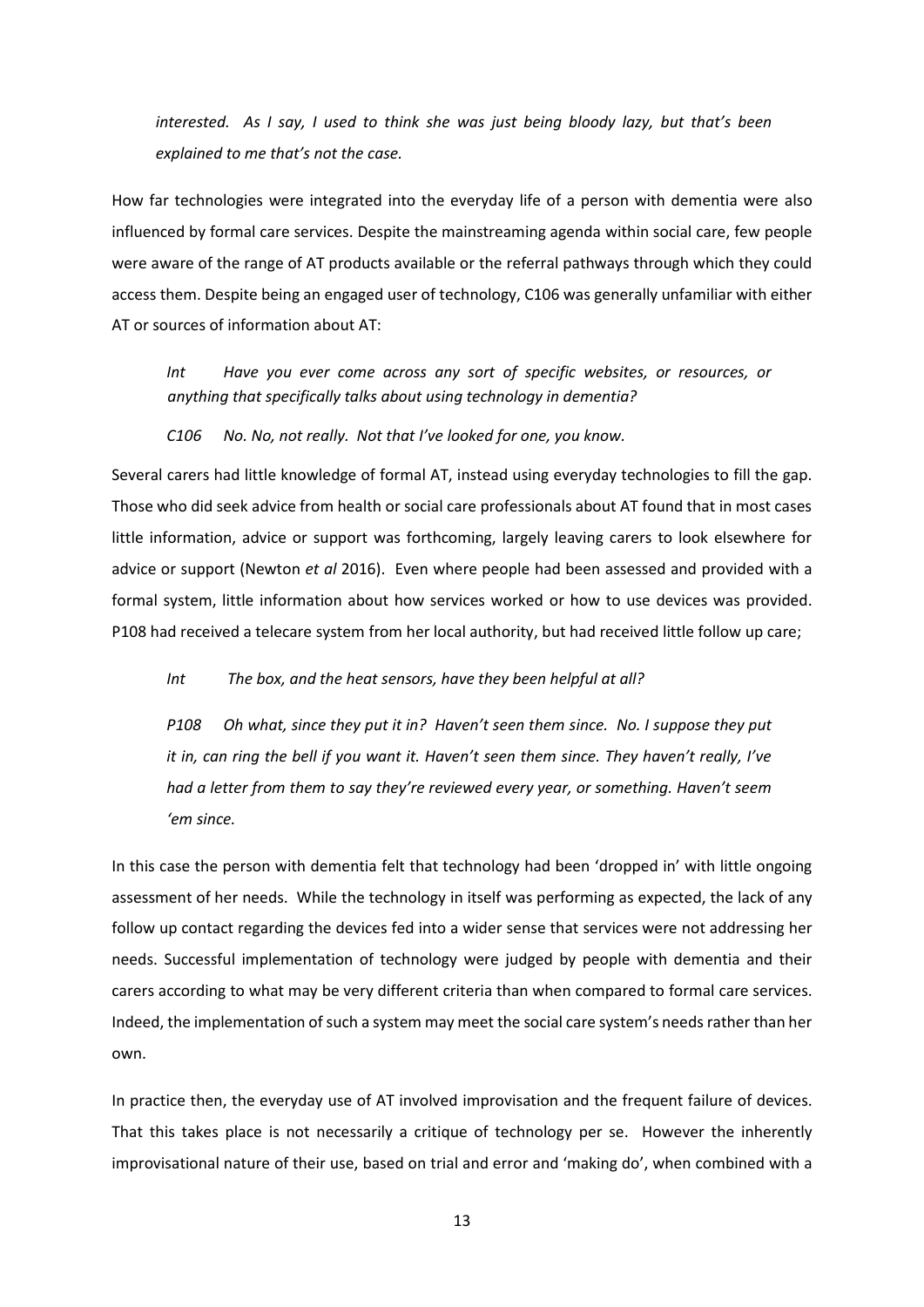*interested. As I say, I used to think she was just being bloody lazy, but that's been explained to me that's not the case.*

How far technologies were integrated into the everyday life of a person with dementia were also influenced by formal care services. Despite the mainstreaming agenda within social care, few people were aware of the range of AT products available or the referral pathways through which they could access them. Despite being an engaged user of technology, C106 was generally unfamiliar with either AT or sources of information about AT:

> *Int Have you ever come across any sort of specific websites, or resources, or anything that specifically talks about using technology in dementia?*
>
> *C106 No. No, not really. Not that I've looked for one, you know.*

Several carers had little knowledge of formal AT, instead using everyday technologies to fill the gap. Those who did seek advice from health or social care professionals about AT found that in most cases little information, advice or support was forthcoming, largely leaving carers to look elsewhere for advice or support (Newton *et al* 2016). Even where people had been assessed and provided with a formal system, little information about how services worked or how to use devices was provided. P108 had received a telecare system from her local authority, but had received little follow up care;

> *Int The box, and the heat sensors, have they been helpful at all?*
>
> *P108 Oh what, since they put it in? Haven't seen them since. No. I suppose they put it in, can ring the bell if you want it. Haven't seen them since. They haven't really, I've had a letter from them to say they're reviewed every year, or something. Haven't seem 'em since.*

In this case the person with dementia felt that technology had been 'dropped in' with little ongoing assessment of her needs. While the technology in itself was performing as expected, the lack of any follow up contact regarding the devices fed into a wider sense that services were not addressing her needs. Successful implementation of technology were judged by people with dementia and their carers according to what may be very different criteria than when compared to formal care services. Indeed, the implementation of such a system may meet the social care system's needs rather than her own.

In practice then, the everyday use of AT involved improvisation and the frequent failure of devices. That this takes place is not necessarily a critique of technology per se. However the inherently improvisational nature of their use, based on trial and error and 'making do', when combined with a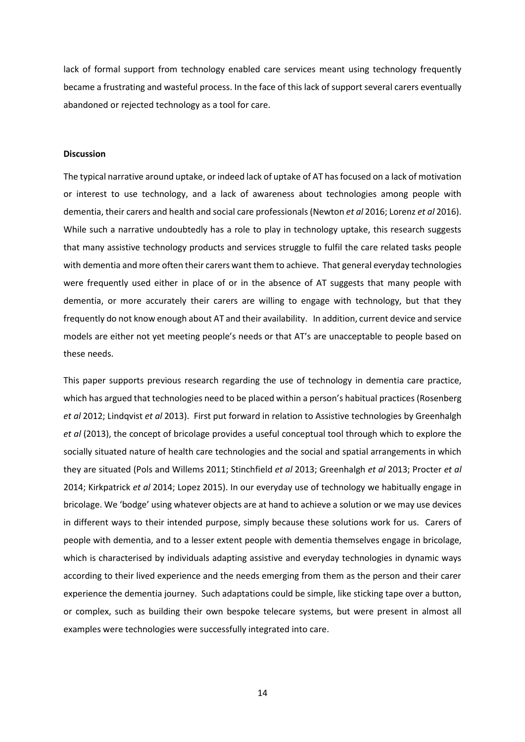lack of formal support from technology enabled care services meant using technology frequently became a frustrating and wasteful process. In the face of this lack of support several carers eventually abandoned or rejected technology as a tool for care.

**Discussion**

The typical narrative around uptake, or indeed lack of uptake of AT has focused on a lack of motivation or interest to use technology, and a lack of awareness about technologies among people with dementia, their carers and health and social care professionals (Newton *et al* 2016; Lorenz *et al* 2016). While such a narrative undoubtedly has a role to play in technology uptake, this research suggests that many assistive technology products and services struggle to fulfil the care related tasks people with dementia and more often their carers want them to achieve. That general everyday technologies were frequently used either in place of or in the absence of AT suggests that many people with dementia, or more accurately their carers are willing to engage with technology, but that they frequently do not know enough about AT and their availability. In addition, current device and service models are either not yet meeting people's needs or that AT's are unacceptable to people based on these needs.

This paper supports previous research regarding the use of technology in dementia care practice, which has argued that technologies need to be placed within a person's habitual practices (Rosenberg *et al* 2012; Lindqvist *et al* 2013). First put forward in relation to Assistive technologies by Greenhalgh *et al* (2013), the concept of bricolage provides a useful conceptual tool through which to explore the socially situated nature of health care technologies and the social and spatial arrangements in which they are situated (Pols and Willems 2011; Stinchfield *et al* 2013; Greenhalgh *et al* 2013; Procter *et al* 2014; Kirkpatrick *et al* 2014; Lopez 2015). In our everyday use of technology we habitually engage in bricolage. We 'bodge' using whatever objects are at hand to achieve a solution or we may use devices in different ways to their intended purpose, simply because these solutions work for us. Carers of people with dementia, and to a lesser extent people with dementia themselves engage in bricolage, which is characterised by individuals adapting assistive and everyday technologies in dynamic ways according to their lived experience and the needs emerging from them as the person and their carer experience the dementia journey. Such adaptations could be simple, like sticking tape over a button, or complex, such as building their own bespoke telecare systems, but were present in almost all examples were technologies were successfully integrated into care.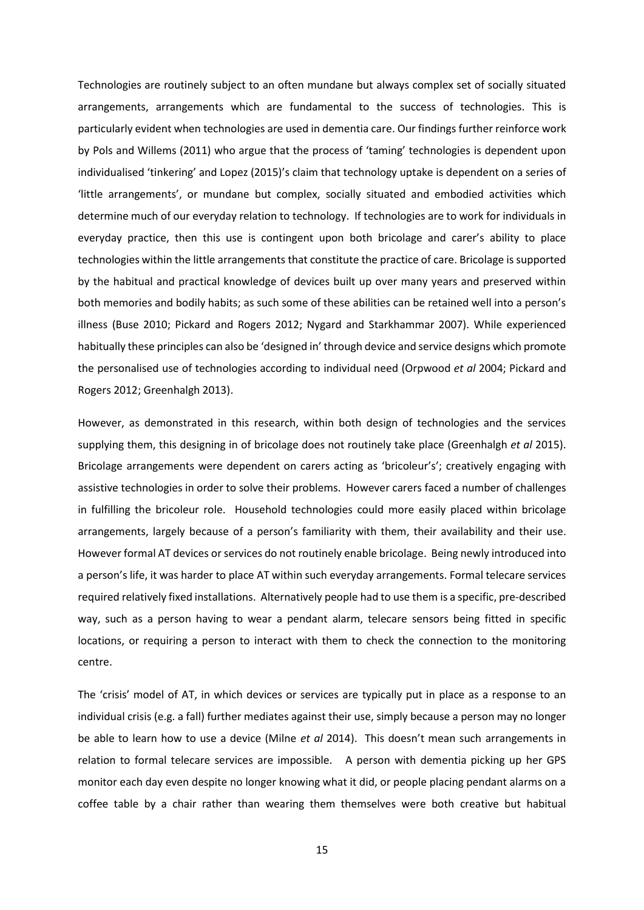Technologies are routinely subject to an often mundane but always complex set of socially situated arrangements, arrangements which are fundamental to the success of technologies. This is particularly evident when technologies are used in dementia care. Our findings further reinforce work by Pols and Willems (2011) who argue that the process of 'taming' technologies is dependent upon individualised 'tinkering' and Lopez (2015)'s claim that technology uptake is dependent on a series of 'little arrangements', or mundane but complex, socially situated and embodied activities which determine much of our everyday relation to technology. If technologies are to work for individuals in everyday practice, then this use is contingent upon both bricolage and carer's ability to place technologies within the little arrangements that constitute the practice of care. Bricolage is supported by the habitual and practical knowledge of devices built up over many years and preserved within both memories and bodily habits; as such some of these abilities can be retained well into a person's illness (Buse 2010; Pickard and Rogers 2012; Nygard and Starkhammar 2007). While experienced habitually these principles can also be 'designed in' through device and service designs which promote the personalised use of technologies according to individual need (Orpwood *et al* 2004; Pickard and Rogers 2012; Greenhalgh 2013).

However, as demonstrated in this research, within both design of technologies and the services supplying them, this designing in of bricolage does not routinely take place (Greenhalgh *et al* 2015). Bricolage arrangements were dependent on carers acting as 'bricoleur's'; creatively engaging with assistive technologies in order to solve their problems. However carers faced a number of challenges in fulfilling the bricoleur role. Household technologies could more easily placed within bricolage arrangements, largely because of a person's familiarity with them, their availability and their use. However formal AT devices or services do not routinely enable bricolage. Being newly introduced into a person's life, it was harder to place AT within such everyday arrangements. Formal telecare services required relatively fixed installations. Alternatively people had to use them is a specific, pre-described way, such as a person having to wear a pendant alarm, telecare sensors being fitted in specific locations, or requiring a person to interact with them to check the connection to the monitoring centre.

The 'crisis' model of AT, in which devices or services are typically put in place as a response to an individual crisis (e.g. a fall) further mediates against their use, simply because a person may no longer be able to learn how to use a device (Milne *et al* 2014). This doesn't mean such arrangements in relation to formal telecare services are impossible. A person with dementia picking up her GPS monitor each day even despite no longer knowing what it did, or people placing pendant alarms on a coffee table by a chair rather than wearing them themselves were both creative but habitual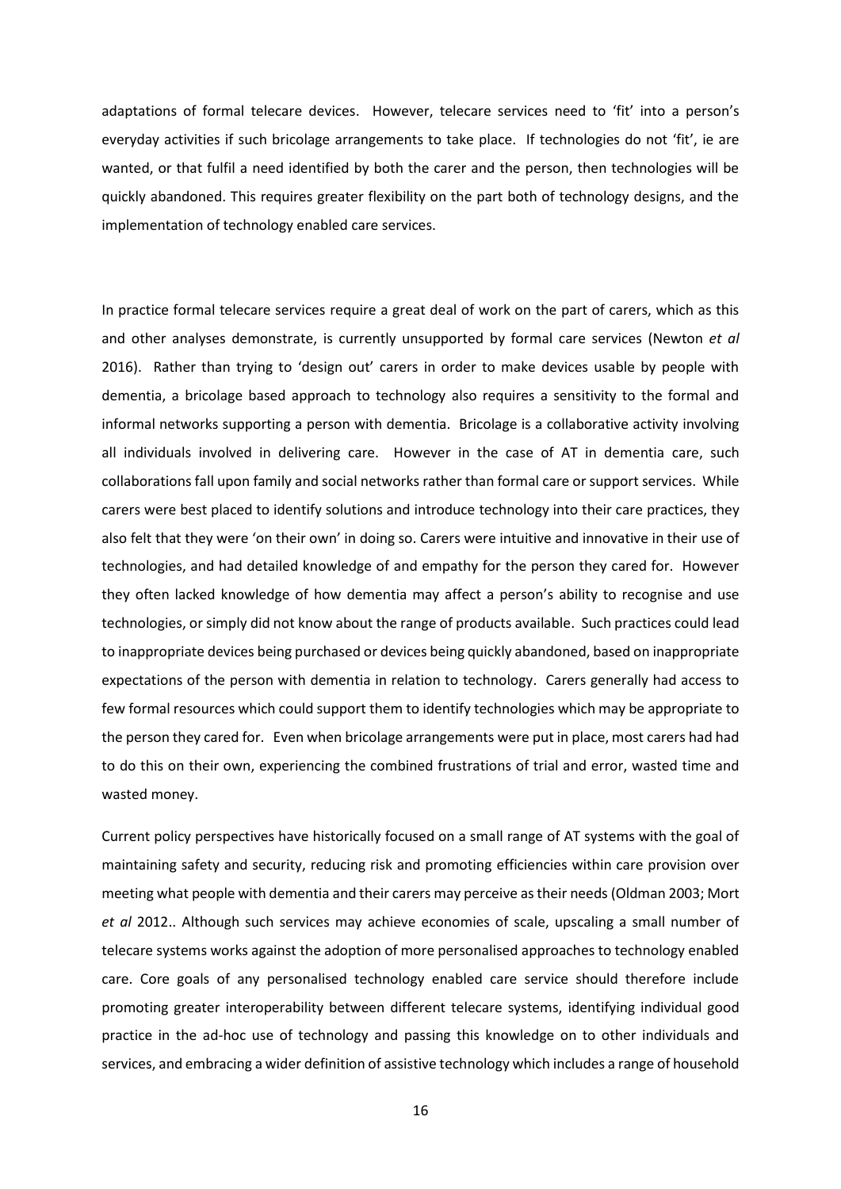adaptations of formal telecare devices. However, telecare services need to 'fit' into a person's everyday activities if such bricolage arrangements to take place. If technologies do not 'fit', ie are wanted, or that fulfil a need identified by both the carer and the person, then technologies will be quickly abandoned. This requires greater flexibility on the part both of technology designs, and the implementation of technology enabled care services.

In practice formal telecare services require a great deal of work on the part of carers, which as this and other analyses demonstrate, is currently unsupported by formal care services (Newton *et al* 2016). Rather than trying to 'design out' carers in order to make devices usable by people with dementia, a bricolage based approach to technology also requires a sensitivity to the formal and informal networks supporting a person with dementia. Bricolage is a collaborative activity involving all individuals involved in delivering care. However in the case of AT in dementia care, such collaborations fall upon family and social networks rather than formal care or support services. While carers were best placed to identify solutions and introduce technology into their care practices, they also felt that they were 'on their own' in doing so. Carers were intuitive and innovative in their use of technologies, and had detailed knowledge of and empathy for the person they cared for. However they often lacked knowledge of how dementia may affect a person's ability to recognise and use technologies, or simply did not know about the range of products available. Such practices could lead to inappropriate devices being purchased or devices being quickly abandoned, based on inappropriate expectations of the person with dementia in relation to technology. Carers generally had access to few formal resources which could support them to identify technologies which may be appropriate to the person they cared for. Even when bricolage arrangements were put in place, most carers had had to do this on their own, experiencing the combined frustrations of trial and error, wasted time and wasted money.

Current policy perspectives have historically focused on a small range of AT systems with the goal of maintaining safety and security, reducing risk and promoting efficiencies within care provision over meeting what people with dementia and their carers may perceive as their needs (Oldman 2003; Mort *et al* 2012.. Although such services may achieve economies of scale, upscaling a small number of telecare systems works against the adoption of more personalised approaches to technology enabled care. Core goals of any personalised technology enabled care service should therefore include promoting greater interoperability between different telecare systems, identifying individual good practice in the ad-hoc use of technology and passing this knowledge on to other individuals and services, and embracing a wider definition of assistive technology which includes a range of household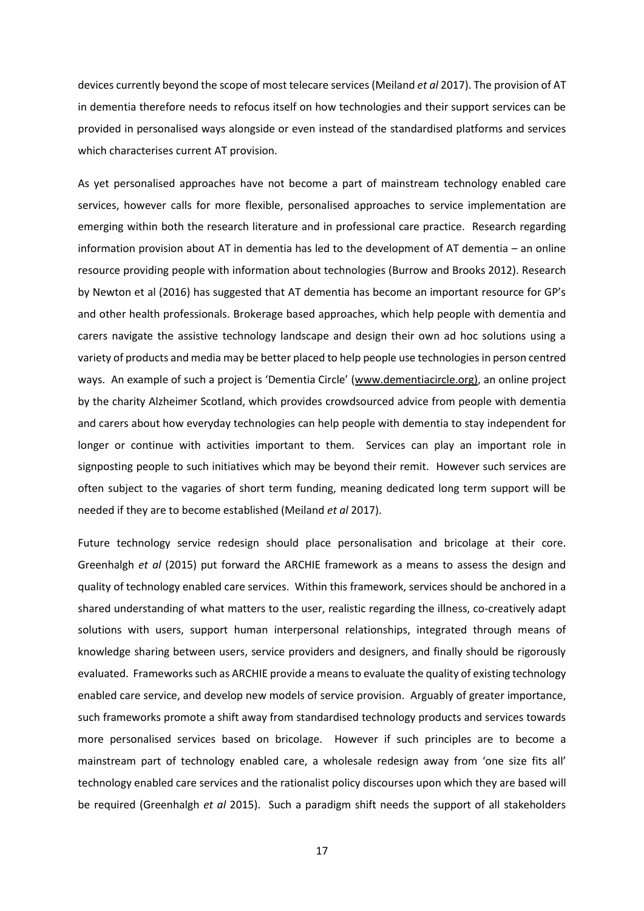devices currently beyond the scope of most telecare services (Meiland *et al* 2017). The provision of AT in dementia therefore needs to refocus itself on how technologies and their support services can be provided in personalised ways alongside or even instead of the standardised platforms and services which characterises current AT provision.

As yet personalised approaches have not become a part of mainstream technology enabled care services, however calls for more flexible, personalised approaches to service implementation are emerging within both the research literature and in professional care practice. Research regarding information provision about AT in dementia has led to the development of AT dementia – an online resource providing people with information about technologies (Burrow and Brooks 2012). Research by Newton et al (2016) has suggested that AT dementia has become an important resource for GP's and other health professionals. Brokerage based approaches, which help people with dementia and carers navigate the assistive technology landscape and design their own ad hoc solutions using a variety of products and media may be better placed to help people use technologies in person centred ways. An example of such a project is 'Dementia Circle' (www.dementiacircle.org), an online project by the charity Alzheimer Scotland, which provides crowdsourced advice from people with dementia and carers about how everyday technologies can help people with dementia to stay independent for longer or continue with activities important to them. Services can play an important role in signposting people to such initiatives which may be beyond their remit. However such services are often subject to the vagaries of short term funding, meaning dedicated long term support will be needed if they are to become established (Meiland *et al* 2017).

Future technology service redesign should place personalisation and bricolage at their core. Greenhalgh *et al* (2015) put forward the ARCHIE framework as a means to assess the design and quality of technology enabled care services. Within this framework, services should be anchored in a shared understanding of what matters to the user, realistic regarding the illness, co-creatively adapt solutions with users, support human interpersonal relationships, integrated through means of knowledge sharing between users, service providers and designers, and finally should be rigorously evaluated. Frameworks such as ARCHIE provide a means to evaluate the quality of existing technology enabled care service, and develop new models of service provision. Arguably of greater importance, such frameworks promote a shift away from standardised technology products and services towards more personalised services based on bricolage. However if such principles are to become a mainstream part of technology enabled care, a wholesale redesign away from 'one size fits all' technology enabled care services and the rationalist policy discourses upon which they are based will be required (Greenhalgh *et al* 2015). Such a paradigm shift needs the support of all stakeholders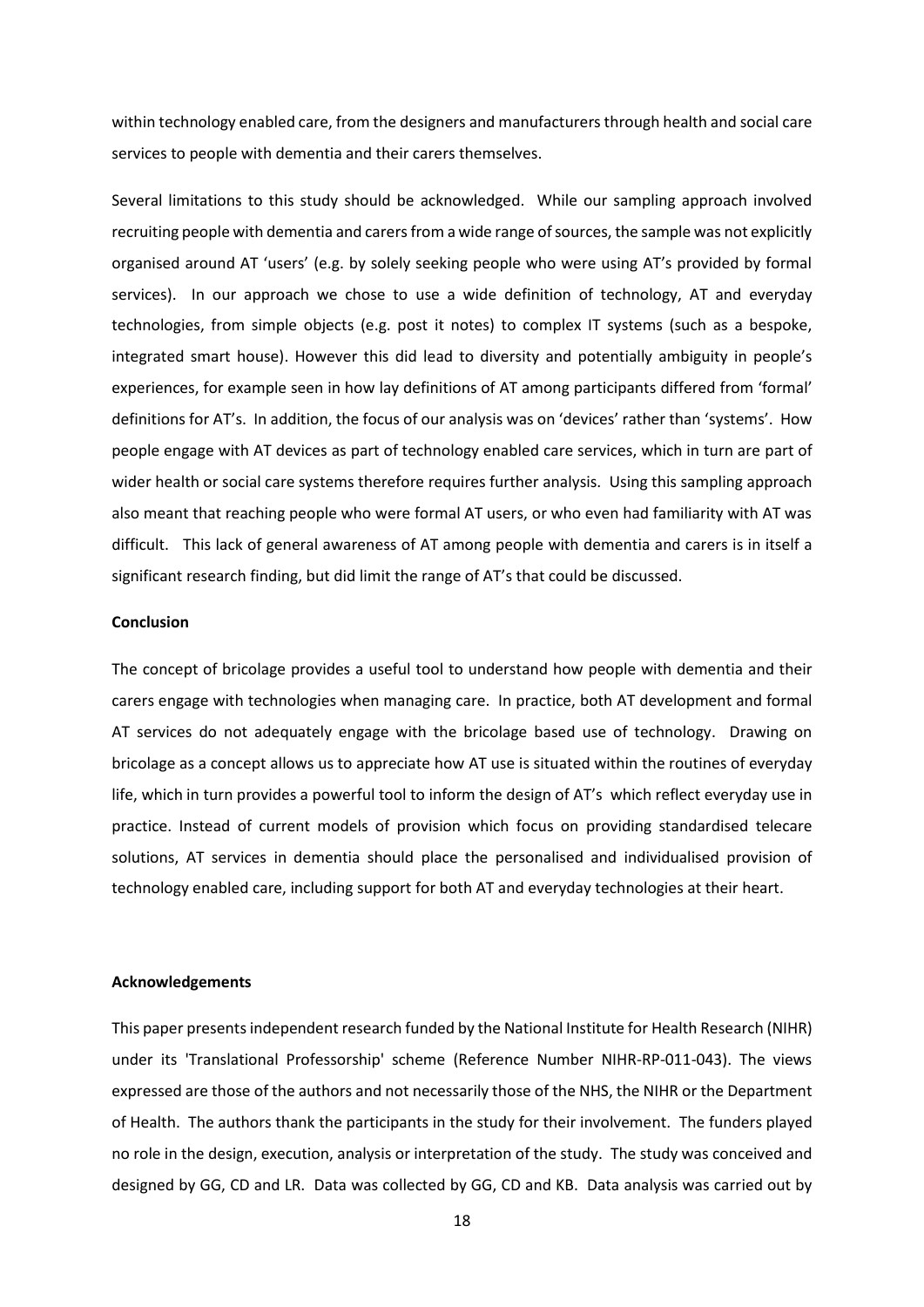within technology enabled care, from the designers and manufacturers through health and social care services to people with dementia and their carers themselves.

Several limitations to this study should be acknowledged. While our sampling approach involved recruiting people with dementia and carers from a wide range of sources, the sample was not explicitly organised around AT 'users' (e.g. by solely seeking people who were using AT's provided by formal services). In our approach we chose to use a wide definition of technology, AT and everyday technologies, from simple objects (e.g. post it notes) to complex IT systems (such as a bespoke, integrated smart house). However this did lead to diversity and potentially ambiguity in people's experiences, for example seen in how lay definitions of AT among participants differed from 'formal' definitions for AT's. In addition, the focus of our analysis was on 'devices' rather than 'systems'. How people engage with AT devices as part of technology enabled care services, which in turn are part of wider health or social care systems therefore requires further analysis. Using this sampling approach also meant that reaching people who were formal AT users, or who even had familiarity with AT was difficult. This lack of general awareness of AT among people with dementia and carers is in itself a significant research finding, but did limit the range of AT's that could be discussed.

**Conclusion**

The concept of bricolage provides a useful tool to understand how people with dementia and their carers engage with technologies when managing care. In practice, both AT development and formal AT services do not adequately engage with the bricolage based use of technology. Drawing on bricolage as a concept allows us to appreciate how AT use is situated within the routines of everyday life, which in turn provides a powerful tool to inform the design of AT's which reflect everyday use in practice. Instead of current models of provision which focus on providing standardised telecare solutions, AT services in dementia should place the personalised and individualised provision of technology enabled care, including support for both AT and everyday technologies at their heart.

**Acknowledgements**

This paper presents independent research funded by the National Institute for Health Research (NIHR) under its 'Translational Professorship' scheme (Reference Number NIHR-RP-011-043). The views expressed are those of the authors and not necessarily those of the NHS, the NIHR or the Department of Health. The authors thank the participants in the study for their involvement. The funders played no role in the design, execution, analysis or interpretation of the study. The study was conceived and designed by GG, CD and LR. Data was collected by GG, CD and KB. Data analysis was carried out by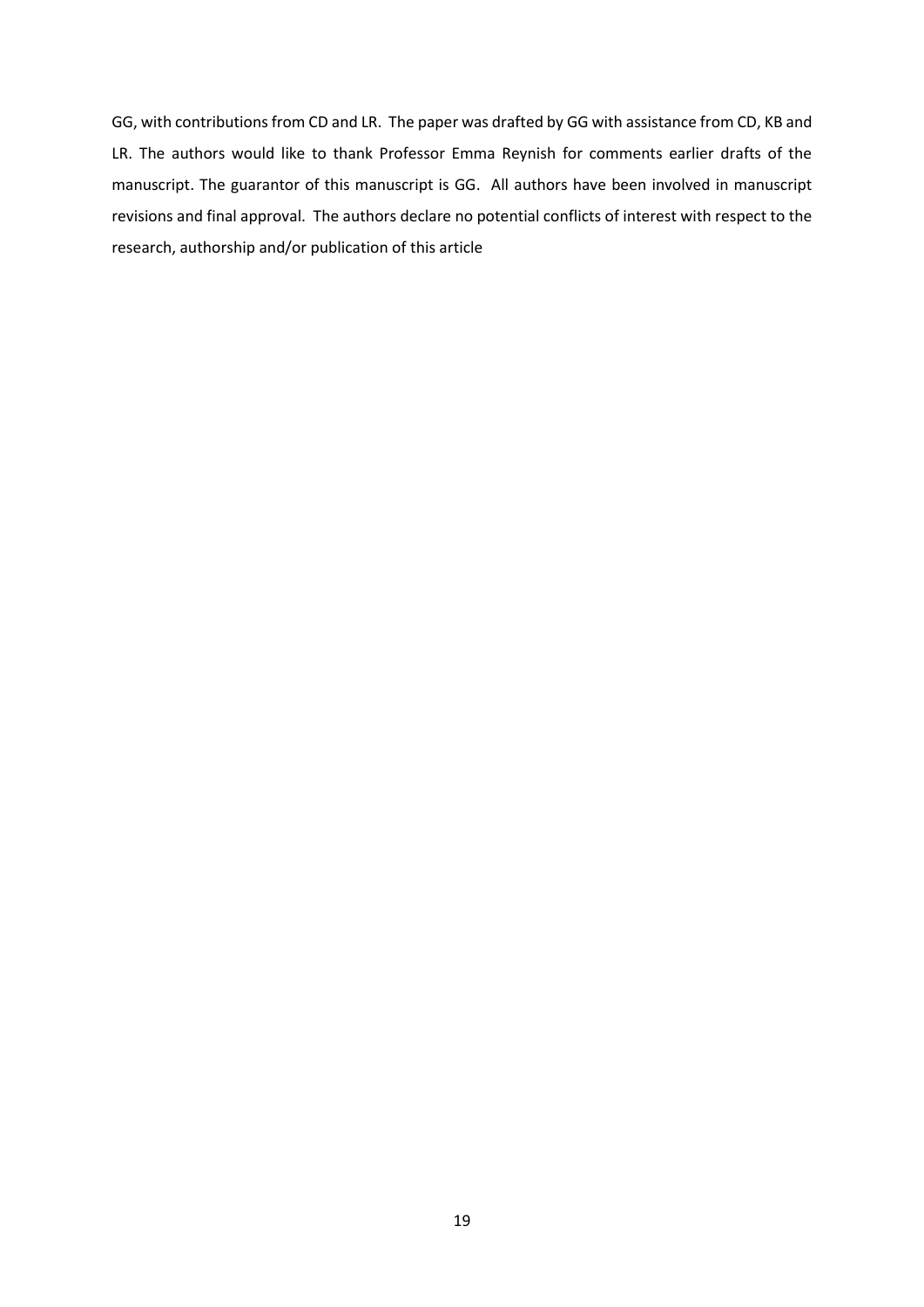GG, with contributions from CD and LR. The paper was drafted by GG with assistance from CD, KB and LR. The authors would like to thank Professor Emma Reynish for comments earlier drafts of the manuscript. The guarantor of this manuscript is GG. All authors have been involved in manuscript revisions and final approval. The authors declare no potential conflicts of interest with respect to the research, authorship and/or publication of this article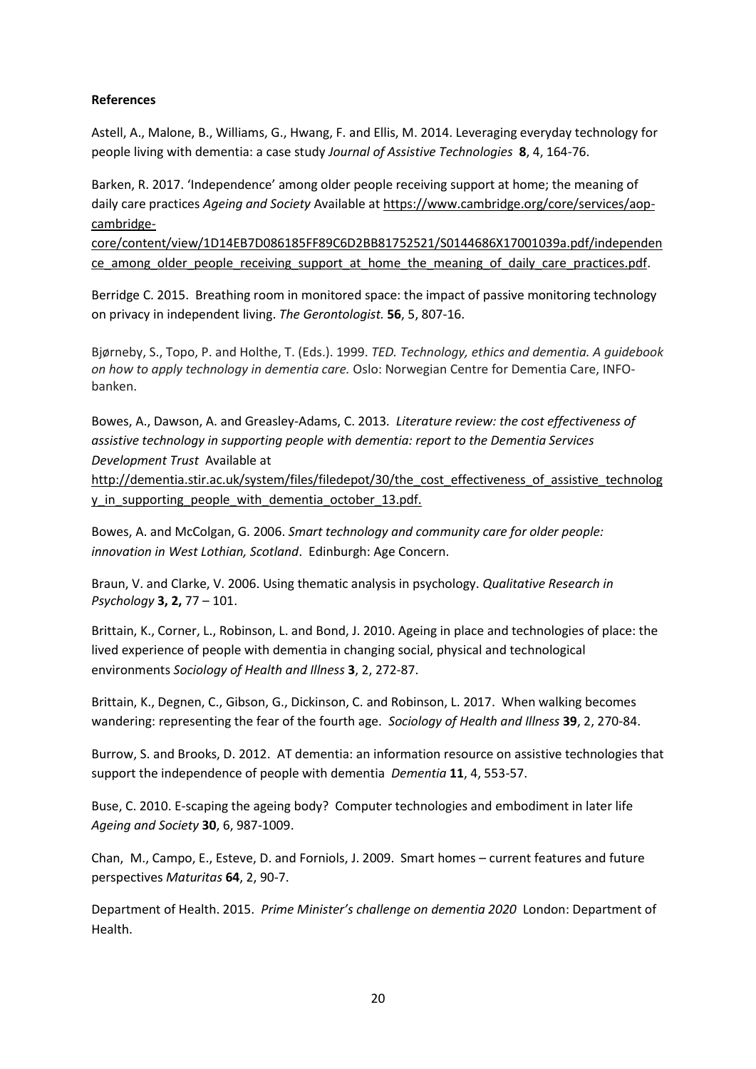**References**

Astell, A., Malone, B., Williams, G., Hwang, F. and Ellis, M. 2014. Leveraging everyday technology for people living with dementia: a case study *Journal of Assistive Technologies* **8**, 4, 164-76.

Barken, R. 2017. 'Independence' among older people receiving support at home; the meaning of daily care practices *Ageing and Society* Available at https://www.cambridge.org/core/services/aop-cambridge-core/content/view/1D14EB7D086185FF89C6D2BB81752521/S0144686X17001039a.pdf/independence_among_older_people_receiving_support_at_home_the_meaning_of_daily_care_practices.pdf.

Berridge C. 2015. Breathing room in monitored space: the impact of passive monitoring technology on privacy in independent living. *The Gerontologist.* **56**, 5, 807-16.

Bjørneby, S., Topo, P. and Holthe, T. (Eds.). 1999. *TED. Technology, ethics and dementia. A guidebook on how to apply technology in dementia care.* Oslo: Norwegian Centre for Dementia Care, INFO-banken.

Bowes, A., Dawson, A. and Greasley-Adams, C. 2013. *Literature review: the cost effectiveness of assistive technology in supporting people with dementia: report to the Dementia Services Development Trust* Available at http://dementia.stir.ac.uk/system/files/filedepot/30/the_cost_effectiveness_of_assistive_technology_in_supporting_people_with_dementia_october_13.pdf.

Bowes, A. and McColgan, G. 2006. *Smart technology and community care for older people: innovation in West Lothian, Scotland*. Edinburgh: Age Concern.

Braun, V. and Clarke, V. 2006. Using thematic analysis in psychology. *Qualitative Research in Psychology* **3, 2,** 77 – 101.

Brittain, K., Corner, L., Robinson, L. and Bond, J. 2010. Ageing in place and technologies of place: the lived experience of people with dementia in changing social, physical and technological environments *Sociology of Health and Illness* **3**, 2, 272-87.

Brittain, K., Degnen, C., Gibson, G., Dickinson, C. and Robinson, L. 2017. When walking becomes wandering: representing the fear of the fourth age. *Sociology of Health and Illness* **39**, 2, 270-84.

Burrow, S. and Brooks, D. 2012. AT dementia: an information resource on assistive technologies that support the independence of people with dementia *Dementia* **11**, 4, 553-57.

Buse, C. 2010. E-scaping the ageing body? Computer technologies and embodiment in later life *Ageing and Society* **30**, 6, 987-1009.

Chan, M., Campo, E., Esteve, D. and Forniols, J. 2009. Smart homes – current features and future perspectives *Maturitas* **64**, 2, 90-7.

Department of Health. 2015. *Prime Minister's challenge on dementia 2020* London: Department of Health.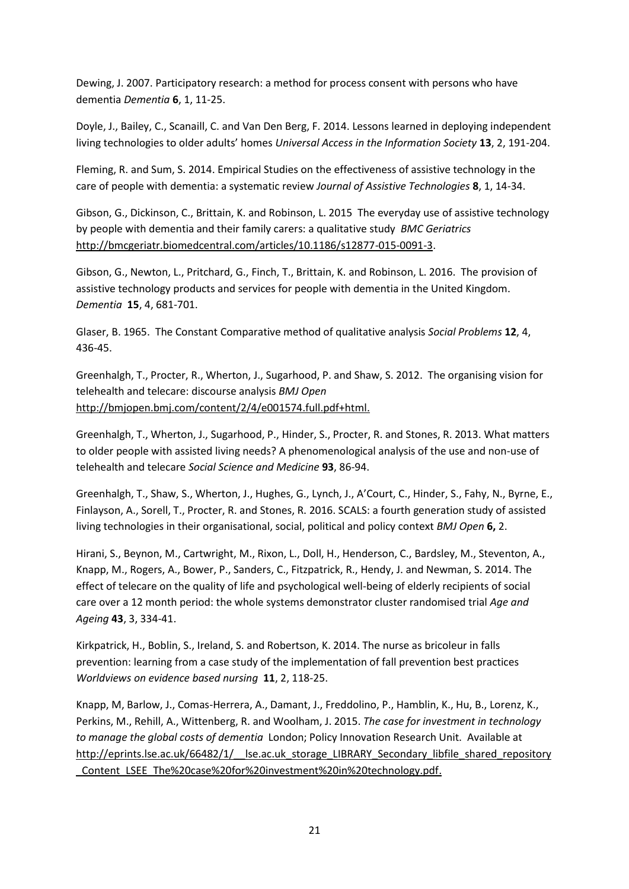Dewing, J. 2007. Participatory research: a method for process consent with persons who have dementia *Dementia* **6**, 1, 11-25.

Doyle, J., Bailey, C., Scanaill, C. and Van Den Berg, F. 2014. Lessons learned in deploying independent living technologies to older adults' homes *Universal Access in the Information Society* **13**, 2, 191-204.

Fleming, R. and Sum, S. 2014. Empirical Studies on the effectiveness of assistive technology in the care of people with dementia: a systematic review *Journal of Assistive Technologies* **8**, 1, 14-34.

Gibson, G., Dickinson, C., Brittain, K. and Robinson, L. 2015 The everyday use of assistive technology by people with dementia and their family carers: a qualitative study *BMC Geriatrics* http://bmcgeriatr.biomedcentral.com/articles/10.1186/s12877-015-0091-3.

Gibson, G., Newton, L., Pritchard, G., Finch, T., Brittain, K. and Robinson, L. 2016. The provision of assistive technology products and services for people with dementia in the United Kingdom. *Dementia* **15**, 4, 681-701.

Glaser, B. 1965. The Constant Comparative method of qualitative analysis *Social Problems* **12**, 4, 436-45.

Greenhalgh, T., Procter, R., Wherton, J., Sugarhood, P. and Shaw, S. 2012. The organising vision for telehealth and telecare: discourse analysis *BMJ Open* http://bmjopen.bmj.com/content/2/4/e001574.full.pdf+html.

Greenhalgh, T., Wherton, J., Sugarhood, P., Hinder, S., Procter, R. and Stones, R. 2013. What matters to older people with assisted living needs? A phenomenological analysis of the use and non-use of telehealth and telecare *Social Science and Medicine* **93**, 86-94.

Greenhalgh, T., Shaw, S., Wherton, J., Hughes, G., Lynch, J., A'Court, C., Hinder, S., Fahy, N., Byrne, E., Finlayson, A., Sorell, T., Procter, R. and Stones, R. 2016. SCALS: a fourth generation study of assisted living technologies in their organisational, social, political and policy context *BMJ Open* **6,** 2.

Hirani, S., Beynon, M., Cartwright, M., Rixon, L., Doll, H., Henderson, C., Bardsley, M., Steventon, A., Knapp, M., Rogers, A., Bower, P., Sanders, C., Fitzpatrick, R., Hendy, J. and Newman, S. 2014. The effect of telecare on the quality of life and psychological well-being of elderly recipients of social care over a 12 month period: the whole systems demonstrator cluster randomised trial *Age and Ageing* **43**, 3, 334-41.

Kirkpatrick, H., Boblin, S., Ireland, S. and Robertson, K. 2014. The nurse as bricoleur in falls prevention: learning from a case study of the implementation of fall prevention best practices *Worldviews on evidence based nursing* **11**, 2, 118-25.

Knapp, M, Barlow, J., Comas-Herrera, A., Damant, J., Freddolino, P., Hamblin, K., Hu, B., Lorenz, K., Perkins, M., Rehill, A., Wittenberg, R. and Woolham, J. 2015. *The case for investment in technology to manage the global costs of dementia* London; Policy Innovation Research Unit. Available at http://eprints.lse.ac.uk/66482/1/__lse.ac.uk_storage_LIBRARY_Secondary_libfile_shared_repository_Content_LSEE_The%20case%20for%20investment%20in%20technology.pdf.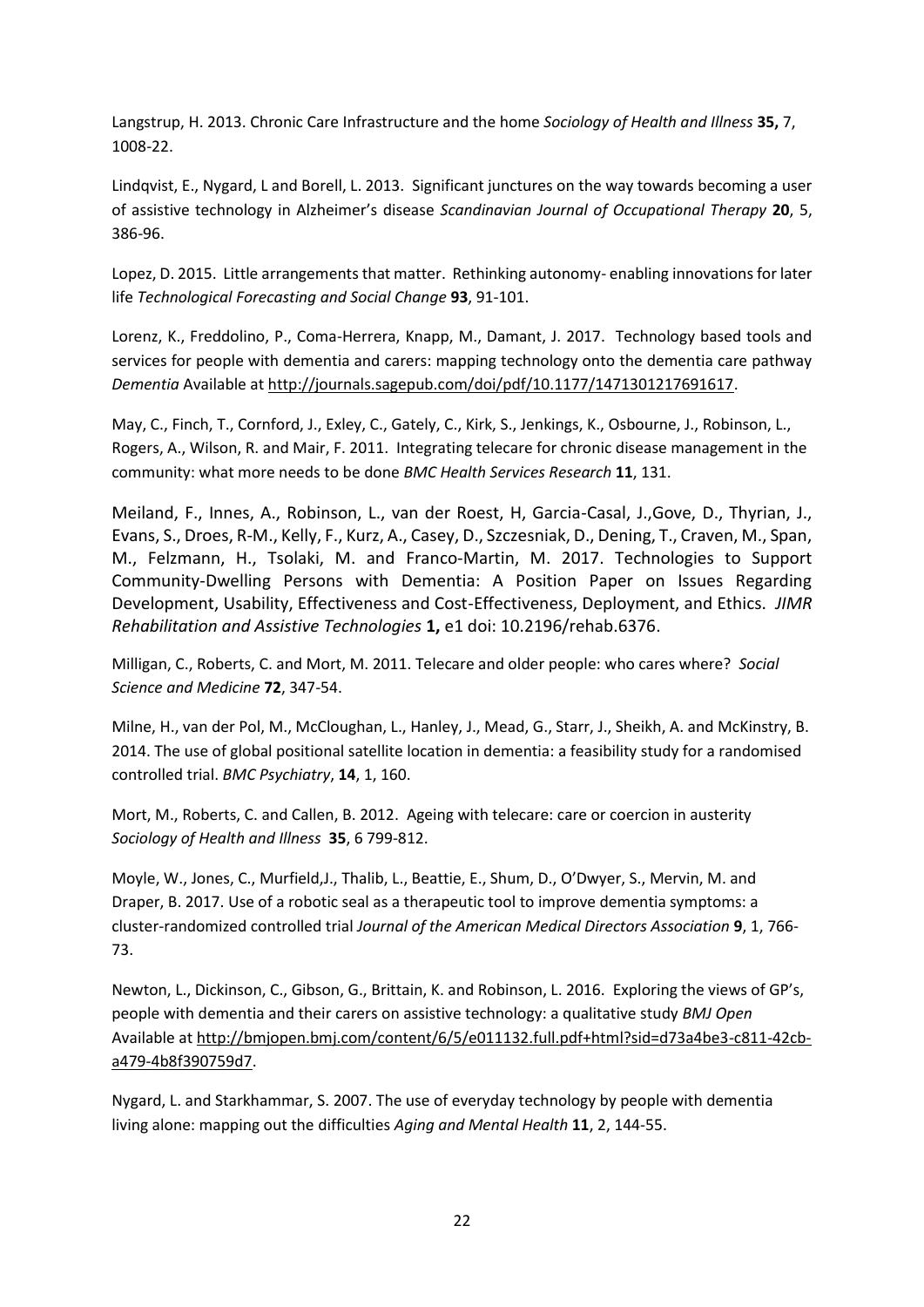Langstrup, H. 2013. Chronic Care Infrastructure and the home *Sociology of Health and Illness* **35,** 7, 1008-22.

Lindqvist, E., Nygard, L and Borell, L. 2013. Significant junctures on the way towards becoming a user of assistive technology in Alzheimer's disease *Scandinavian Journal of Occupational Therapy* **20**, 5, 386-96.

Lopez, D. 2015. Little arrangements that matter. Rethinking autonomy- enabling innovations for later life *Technological Forecasting and Social Change* **93**, 91-101.

Lorenz, K., Freddolino, P., Coma-Herrera, Knapp, M., Damant, J. 2017. Technology based tools and services for people with dementia and carers: mapping technology onto the dementia care pathway *Dementia* Available at http://journals.sagepub.com/doi/pdf/10.1177/1471301217691617.

May, C., Finch, T., Cornford, J., Exley, C., Gately, C., Kirk, S., Jenkings, K., Osbourne, J., Robinson, L., Rogers, A., Wilson, R. and Mair, F. 2011. Integrating telecare for chronic disease management in the community: what more needs to be done *BMC Health Services Research* **11**, 131.

Meiland, F., Innes, A., Robinson, L., van der Roest, H, Garcia-Casal, J.,Gove, D., Thyrian, J., Evans, S., Droes, R-M., Kelly, F., Kurz, A., Casey, D., Szczesniak, D., Dening, T., Craven, M., Span, M., Felzmann, H., Tsolaki, M. and Franco-Martin, M. 2017. Technologies to Support Community-Dwelling Persons with Dementia: A Position Paper on Issues Regarding Development, Usability, Effectiveness and Cost-Effectiveness, Deployment, and Ethics. *JIMR Rehabilitation and Assistive Technologies* **1,** e1 doi: 10.2196/rehab.6376.

Milligan, C., Roberts, C. and Mort, M. 2011. Telecare and older people: who cares where? *Social Science and Medicine* **72**, 347-54.

Milne, H., van der Pol, M., McCloughan, L., Hanley, J., Mead, G., Starr, J., Sheikh, A. and McKinstry, B. 2014. The use of global positional satellite location in dementia: a feasibility study for a randomised controlled trial. *BMC Psychiatry*, **14**, 1, 160.

Mort, M., Roberts, C. and Callen, B. 2012. Ageing with telecare: care or coercion in austerity *Sociology of Health and Illness* **35**, 6 799-812.

Moyle, W., Jones, C., Murfield,J., Thalib, L., Beattie, E., Shum, D., O'Dwyer, S., Mervin, M. and Draper, B. 2017. Use of a robotic seal as a therapeutic tool to improve dementia symptoms: a cluster-randomized controlled trial *Journal of the American Medical Directors Association* **9**, 1, 766-73.

Newton, L., Dickinson, C., Gibson, G., Brittain, K. and Robinson, L. 2016. Exploring the views of GP's, people with dementia and their carers on assistive technology: a qualitative study *BMJ Open* Available at http://bmjopen.bmj.com/content/6/5/e011132.full.pdf+html?sid=d73a4be3-c811-42cb-a479-4b8f390759d7.

Nygard, L. and Starkhammar, S. 2007. The use of everyday technology by people with dementia living alone: mapping out the difficulties *Aging and Mental Health* **11**, 2, 144-55.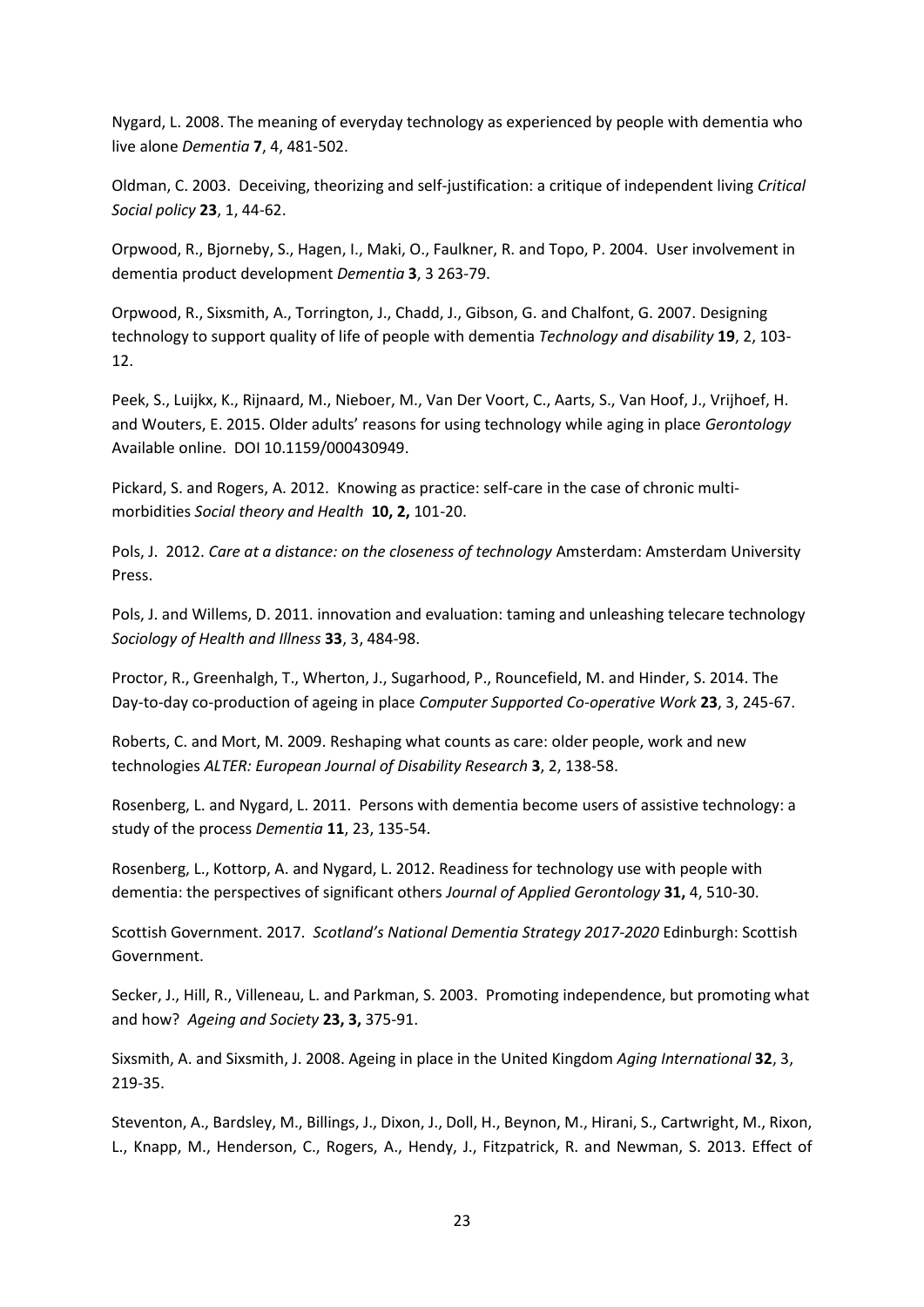Nygard, L. 2008. The meaning of everyday technology as experienced by people with dementia who live alone *Dementia* **7**, 4, 481-502.

Oldman, C. 2003. Deceiving, theorizing and self-justification: a critique of independent living *Critical Social policy* **23**, 1, 44-62.

Orpwood, R., Bjorneby, S., Hagen, I., Maki, O., Faulkner, R. and Topo, P. 2004. User involvement in dementia product development *Dementia* **3**, 3 263-79.

Orpwood, R., Sixsmith, A., Torrington, J., Chadd, J., Gibson, G. and Chalfont, G. 2007. Designing technology to support quality of life of people with dementia *Technology and disability* **19**, 2, 103-12.

Peek, S., Luijkx, K., Rijnaard, M., Nieboer, M., Van Der Voort, C., Aarts, S., Van Hoof, J., Vrijhoef, H. and Wouters, E. 2015. Older adults' reasons for using technology while aging in place *Gerontology* Available online. DOI 10.1159/000430949.

Pickard, S. and Rogers, A. 2012. Knowing as practice: self-care in the case of chronic multi-morbidities *Social theory and Health* **10, 2,** 101-20.

Pols, J. 2012. *Care at a distance: on the closeness of technology* Amsterdam: Amsterdam University Press.

Pols, J. and Willems, D. 2011. innovation and evaluation: taming and unleashing telecare technology *Sociology of Health and Illness* **33**, 3, 484-98.

Proctor, R., Greenhalgh, T., Wherton, J., Sugarhood, P., Rouncefield, M. and Hinder, S. 2014. The Day-to-day co-production of ageing in place *Computer Supported Co-operative Work* **23**, 3, 245-67.

Roberts, C. and Mort, M. 2009. Reshaping what counts as care: older people, work and new technologies *ALTER: European Journal of Disability Research* **3**, 2, 138-58.

Rosenberg, L. and Nygard, L. 2011. Persons with dementia become users of assistive technology: a study of the process *Dementia* **11**, 23, 135-54.

Rosenberg, L., Kottorp, A. and Nygard, L. 2012. Readiness for technology use with people with dementia: the perspectives of significant others *Journal of Applied Gerontology* **31,** 4, 510-30.

Scottish Government. 2017. *Scotland's National Dementia Strategy 2017-2020* Edinburgh: Scottish Government.

Secker, J., Hill, R., Villeneau, L. and Parkman, S. 2003. Promoting independence, but promoting what and how? *Ageing and Society* **23, 3,** 375-91.

Sixsmith, A. and Sixsmith, J. 2008. Ageing in place in the United Kingdom *Aging International* **32**, 3, 219-35.

Steventon, A., Bardsley, M., Billings, J., Dixon, J., Doll, H., Beynon, M., Hirani, S., Cartwright, M., Rixon, L., Knapp, M., Henderson, C., Rogers, A., Hendy, J., Fitzpatrick, R. and Newman, S. 2013. Effect of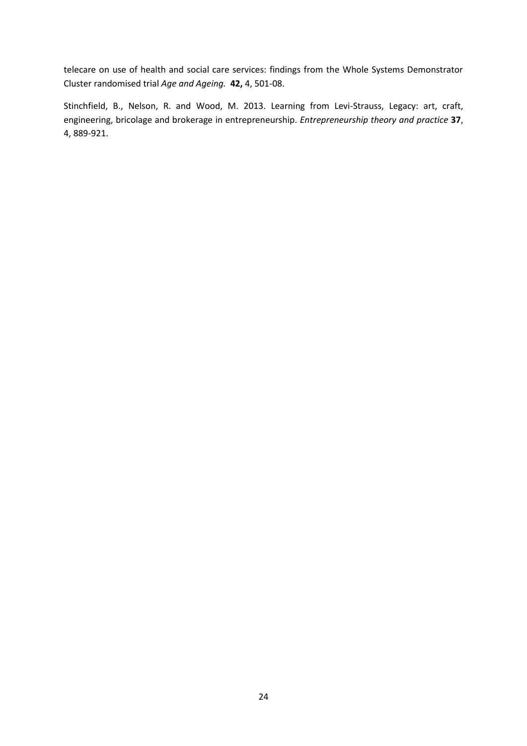telecare on use of health and social care services: findings from the Whole Systems Demonstrator Cluster randomised trial *Age and Ageing.* **42,** 4, 501-08.

Stinchfield, B., Nelson, R. and Wood, M. 2013. Learning from Levi-Strauss, Legacy: art, craft, engineering, bricolage and brokerage in entrepreneurship. *Entrepreneurship theory and practice* **37**, 4, 889-921.